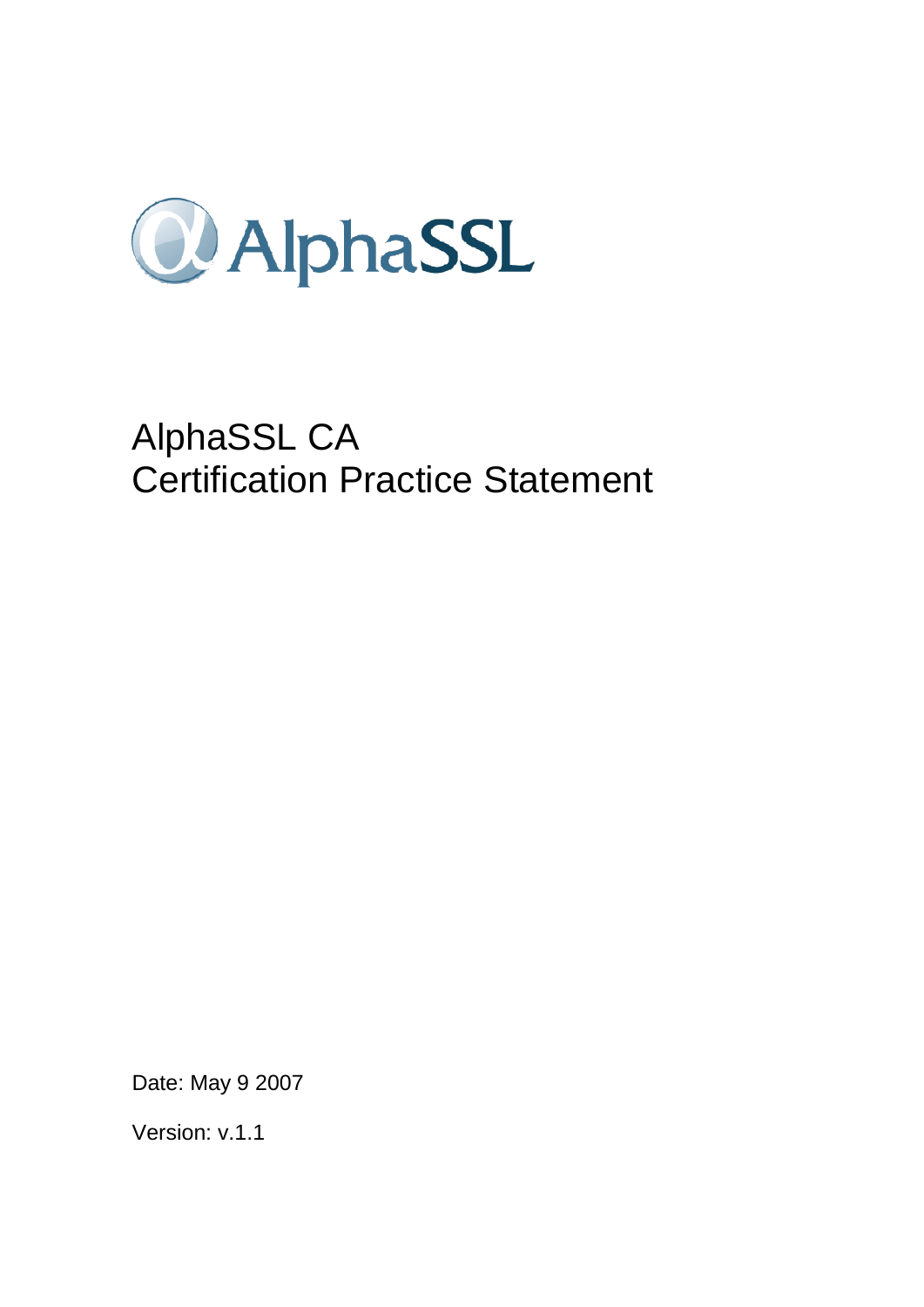AlphaSSL

# AlphaSSL CA
# Certification Practice Statement

Date: May 9 2007

Version: v.1.1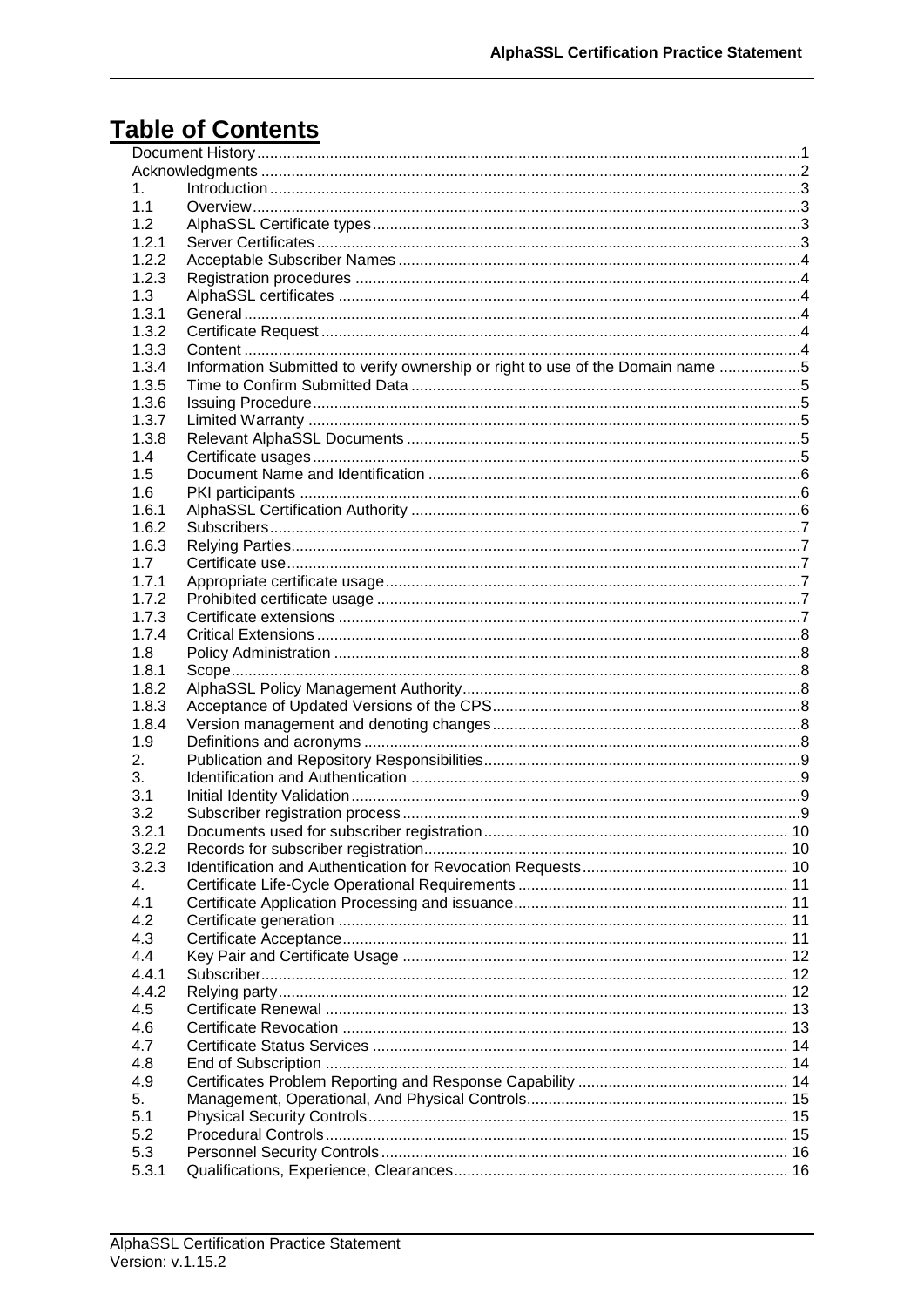# Table of Contents

| | | |
|---|---|---|
| Document History | | 1 |
| Acknowledgments | | 2 |
| 1. | Introduction | 3 |
| 1.1 | Overview | 3 |
| 1.2 | AlphaSSL Certificate types | 3 |
| 1.2.1 | Server Certificates | 3 |
| 1.2.2 | Acceptable Subscriber Names | 4 |
| 1.2.3 | Registration procedures | 4 |
| 1.3 | AlphaSSL certificates | 4 |
| 1.3.1 | General | 4 |
| 1.3.2 | Certificate Request | 4 |
| 1.3.3 | Content | 4 |
| 1.3.4 | Information Submitted to verify ownership or right to use of the Domain name | 5 |
| 1.3.5 | Time to Confirm Submitted Data | 5 |
| 1.3.6 | Issuing Procedure | 5 |
| 1.3.7 | Limited Warranty | 5 |
| 1.3.8 | Relevant AlphaSSL Documents | 5 |
| 1.4 | Certificate usages | 5 |
| 1.5 | Document Name and Identification | 6 |
| 1.6 | PKI participants | 6 |
| 1.6.1 | AlphaSSL Certification Authority | 6 |
| 1.6.2 | Subscribers | 7 |
| 1.6.3 | Relying Parties | 7 |
| 1.7 | Certificate use | 7 |
| 1.7.1 | Appropriate certificate usage | 7 |
| 1.7.2 | Prohibited certificate usage | 7 |
| 1.7.3 | Certificate extensions | 7 |
| 1.7.4 | Critical Extensions | 8 |
| 1.8 | Policy Administration | 8 |
| 1.8.1 | Scope | 8 |
| 1.8.2 | AlphaSSL Policy Management Authority | 8 |
| 1.8.3 | Acceptance of Updated Versions of the CPS | 8 |
| 1.8.4 | Version management and denoting changes | 8 |
| 1.9 | Definitions and acronyms | 8 |
| 2. | Publication and Repository Responsibilities | 9 |
| 3. | Identification and Authentication | 9 |
| 3.1 | Initial Identity Validation | 9 |
| 3.2 | Subscriber registration process | 9 |
| 3.2.1 | Documents used for subscriber registration | 10 |
| 3.2.2 | Records for subscriber registration | 10 |
| 3.2.3 | Identification and Authentication for Revocation Requests | 10 |
| 4. | Certificate Life-Cycle Operational Requirements | 11 |
| 4.1 | Certificate Application Processing and issuance | 11 |
| 4.2 | Certificate generation | 11 |
| 4.3 | Certificate Acceptance | 11 |
| 4.4 | Key Pair and Certificate Usage | 12 |
| 4.4.1 | Subscriber | 12 |
| 4.4.2 | Relying party | 12 |
| 4.5 | Certificate Renewal | 13 |
| 4.6 | Certificate Revocation | 13 |
| 4.7 | Certificate Status Services | 14 |
| 4.8 | End of Subscription | 14 |
| 4.9 | Certificates Problem Reporting and Response Capability | 14 |
| 5. | Management, Operational, And Physical Controls | 15 |
| 5.1 | Physical Security Controls | 15 |
| 5.2 | Procedural Controls | 15 |
| 5.3 | Personnel Security Controls | 16 |
| 5.3.1 | Qualifications, Experience, Clearances | 16 |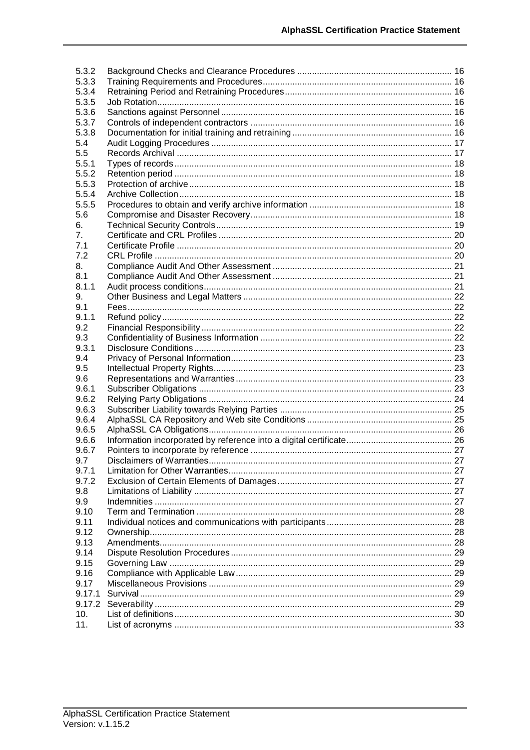| | | |
|---|---|---|
| 5.3.2 | Background Checks and Clearance Procedures | 16 |
| 5.3.3 | Training Requirements and Procedures | 16 |
| 5.3.4 | Retraining Period and Retraining Procedures | 16 |
| 5.3.5 | Job Rotation | 16 |
| 5.3.6 | Sanctions against Personnel | 16 |
| 5.3.7 | Controls of independent contractors | 16 |
| 5.3.8 | Documentation for initial training and retraining | 16 |
| 5.4 | Audit Logging Procedures | 17 |
| 5.5 | Records Archival | 17 |
| 5.5.1 | Types of records | 18 |
| 5.5.2 | Retention period | 18 |
| 5.5.3 | Protection of archive | 18 |
| 5.5.4 | Archive Collection | 18 |
| 5.5.5 | Procedures to obtain and verify archive information | 18 |
| 5.6 | Compromise and Disaster Recovery | 18 |
| 6. | Technical Security Controls | 19 |
| 7. | Certificate and CRL Profiles | 20 |
| 7.1 | Certificate Profile | 20 |
| 7.2 | CRL Profile | 20 |
| 8. | Compliance Audit And Other Assessment | 21 |
| 8.1 | Compliance Audit And Other Assessment | 21 |
| 8.1.1 | Audit process conditions | 21 |
| 9. | Other Business and Legal Matters | 22 |
| 9.1 | Fees | 22 |
| 9.1.1 | Refund policy | 22 |
| 9.2 | Financial Responsibility | 22 |
| 9.3 | Confidentiality of Business Information | 22 |
| 9.3.1 | Disclosure Conditions | 23 |
| 9.4 | Privacy of Personal Information | 23 |
| 9.5 | Intellectual Property Rights | 23 |
| 9.6 | Representations and Warranties | 23 |
| 9.6.1 | Subscriber Obligations | 23 |
| 9.6.2 | Relying Party Obligations | 24 |
| 9.6.3 | Subscriber Liability towards Relying Parties | 25 |
| 9.6.4 | AlphaSSL CA Repository and Web site Conditions | 25 |
| 9.6.5 | AlphaSSL CA Obligations | 26 |
| 9.6.6 | Information incorporated by reference into a digital certificate | 26 |
| 9.6.7 | Pointers to incorporate by reference | 27 |
| 9.7 | Disclaimers of Warranties | 27 |
| 9.7.1 | Limitation for Other Warranties | 27 |
| 9.7.2 | Exclusion of Certain Elements of Damages | 27 |
| 9.8 | Limitations of Liability | 27 |
| 9.9 | Indemnities | 27 |
| 9.10 | Term and Termination | 28 |
| 9.11 | Individual notices and communications with participants | 28 |
| 9.12 | Ownership | 28 |
| 9.13 | Amendments | 28 |
| 9.14 | Dispute Resolution Procedures | 29 |
| 9.15 | Governing Law | 29 |
| 9.16 | Compliance with Applicable Law | 29 |
| 9.17 | Miscellaneous Provisions | 29 |
| 9.17.1 | Survival | 29 |
| 9.17.2 | Severability | 29 |
| 10. | List of definitions | 30 |
| 11. | List of acronyms | 33 |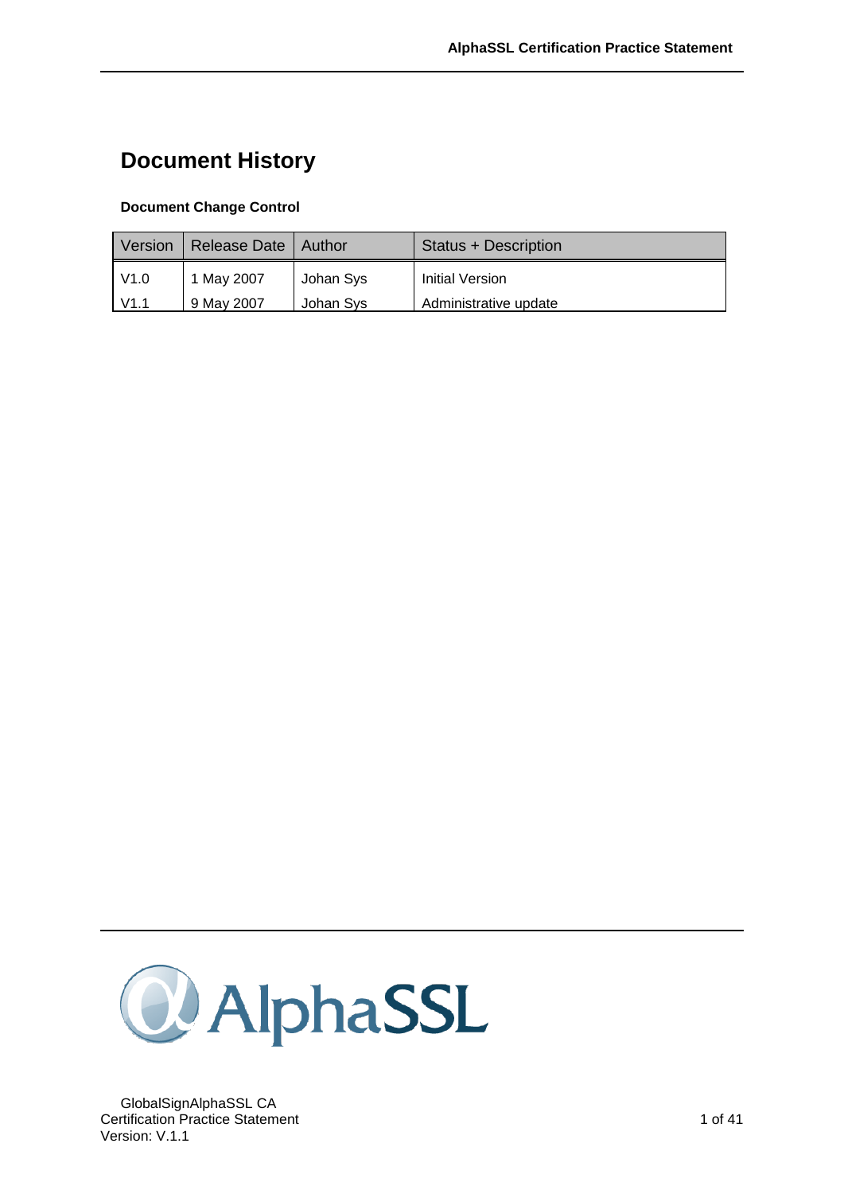# Document History

**Document Change Control**

| Version | Release Date | Author | Status + Description |
|---|---|---|---|
| V1.0 | 1 May 2007 | Johan Sys | Initial Version |
| V1.1 | 9 May 2007 | Johan Sys | Administrative update |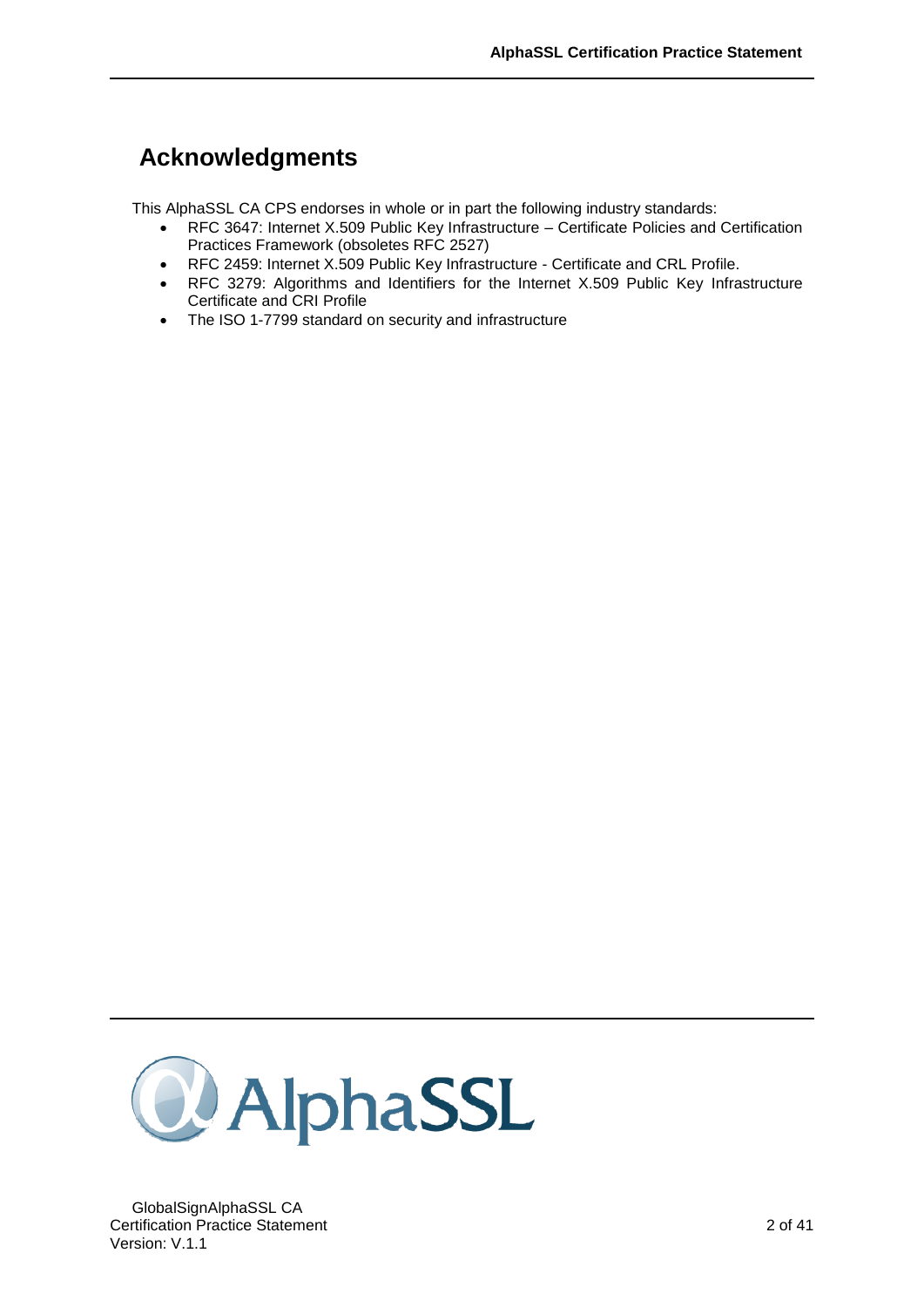# Acknowledgments

This AlphaSSL CA CPS endorses in whole or in part the following industry standards:

- RFC 3647: Internet X.509 Public Key Infrastructure – Certificate Policies and Certification Practices Framework (obsoletes RFC 2527)
- RFC 2459: Internet X.509 Public Key Infrastructure - Certificate and CRL Profile.
- RFC 3279: Algorithms and Identifiers for the Internet X.509 Public Key Infrastructure Certificate and CRl Profile
- The ISO 1-7799 standard on security and infrastructure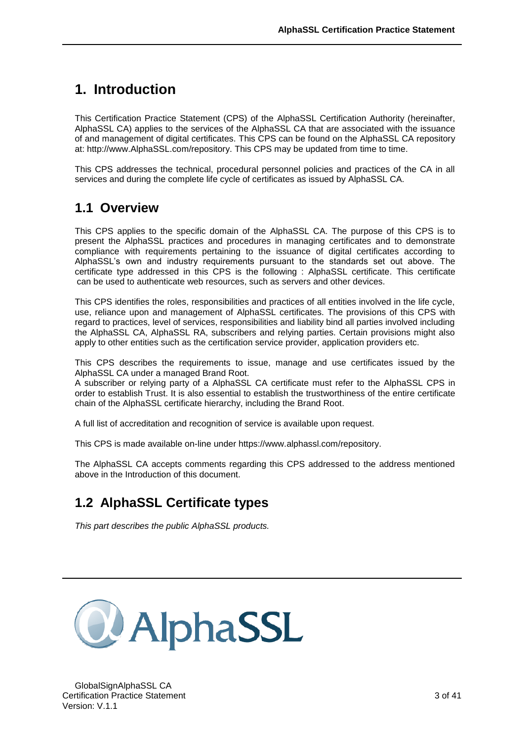# 1. Introduction

This Certification Practice Statement (CPS) of the AlphaSSL Certification Authority (hereinafter, AlphaSSL CA) applies to the services of the AlphaSSL CA that are associated with the issuance of and management of digital certificates. This CPS can be found on the AlphaSSL CA repository at: http://www.AlphaSSL.com/repository. This CPS may be updated from time to time.

This CPS addresses the technical, procedural personnel policies and practices of the CA in all services and during the complete life cycle of certificates as issued by AlphaSSL CA.

## 1.1 Overview

This CPS applies to the specific domain of the AlphaSSL CA. The purpose of this CPS is to present the AlphaSSL practices and procedures in managing certificates and to demonstrate compliance with requirements pertaining to the issuance of digital certificates according to AlphaSSL's own and industry requirements pursuant to the standards set out above. The certificate type addressed in this CPS is the following : AlphaSSL certificate. This certificate can be used to authenticate web resources, such as servers and other devices.

This CPS identifies the roles, responsibilities and practices of all entities involved in the life cycle, use, reliance upon and management of AlphaSSL certificates. The provisions of this CPS with regard to practices, level of services, responsibilities and liability bind all parties involved including the AlphaSSL CA, AlphaSSL RA, subscribers and relying parties. Certain provisions might also apply to other entities such as the certification service provider, application providers etc.

This CPS describes the requirements to issue, manage and use certificates issued by the AlphaSSL CA under a managed Brand Root.
A subscriber or relying party of a AlphaSSL CA certificate must refer to the AlphaSSL CPS in order to establish Trust. It is also essential to establish the trustworthiness of the entire certificate chain of the AlphaSSL certificate hierarchy, including the Brand Root.

A full list of accreditation and recognition of service is available upon request.

This CPS is made available on-line under https://www.alphassl.com/repository.

The AlphaSSL CA accepts comments regarding this CPS addressed to the address mentioned above in the Introduction of this document.

## 1.2 AlphaSSL Certificate types

*This part describes the public AlphaSSL products.*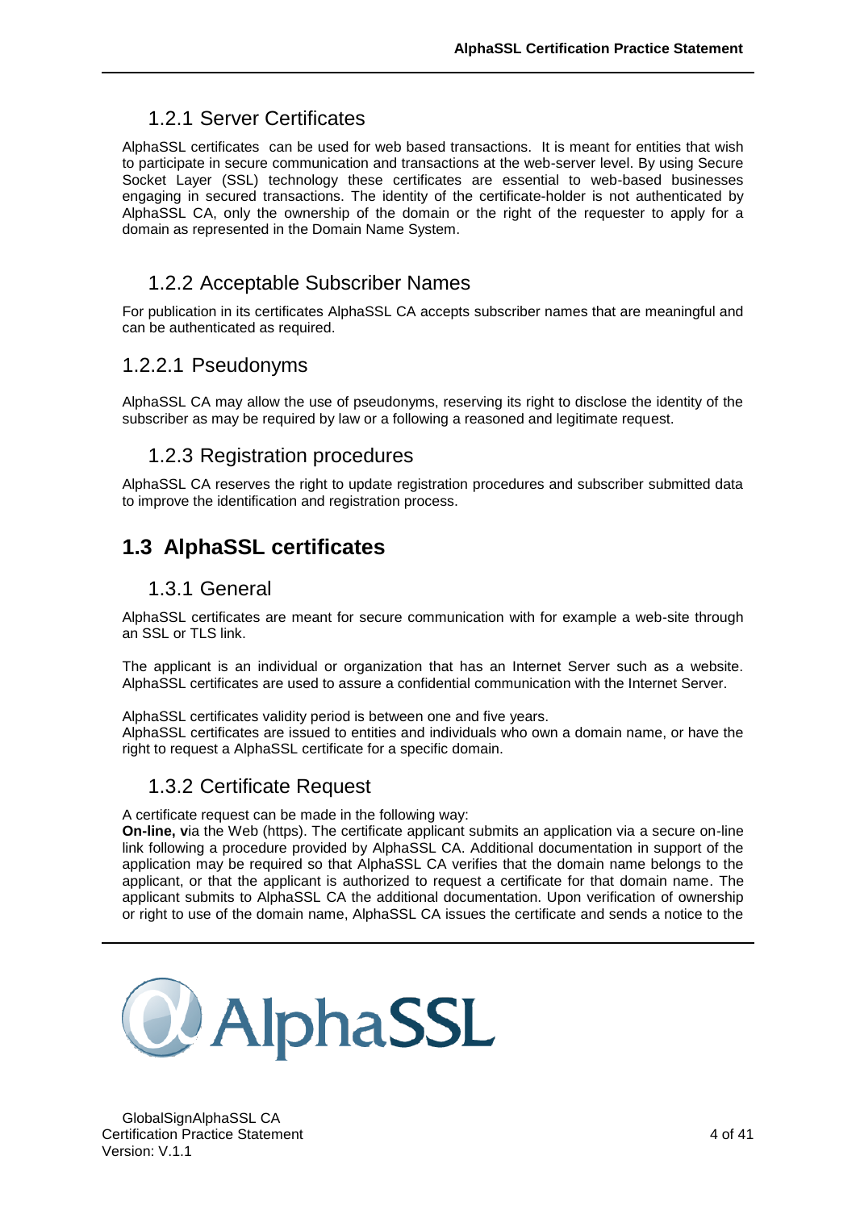### 1.2.1 Server Certificates

AlphaSSL certificates can be used for web based transactions. It is meant for entities that wish to participate in secure communication and transactions at the web-server level. By using Secure Socket Layer (SSL) technology these certificates are essential to web-based businesses engaging in secured transactions. The identity of the certificate-holder is not authenticated by AlphaSSL CA, only the ownership of the domain or the right of the requester to apply for a domain as represented in the Domain Name System.

### 1.2.2 Acceptable Subscriber Names

For publication in its certificates AlphaSSL CA accepts subscriber names that are meaningful and can be authenticated as required.

#### 1.2.2.1 Pseudonyms

AlphaSSL CA may allow the use of pseudonyms, reserving its right to disclose the identity of the subscriber as may be required by law or a following a reasoned and legitimate request.

### 1.2.3 Registration procedures

AlphaSSL CA reserves the right to update registration procedures and subscriber submitted data to improve the identification and registration process.

## 1.3 AlphaSSL certificates

### 1.3.1 General

AlphaSSL certificates are meant for secure communication with for example a web-site through an SSL or TLS link.

The applicant is an individual or organization that has an Internet Server such as a website. AlphaSSL certificates are used to assure a confidential communication with the Internet Server.

AlphaSSL certificates validity period is between one and five years.
AlphaSSL certificates are issued to entities and individuals who own a domain name, or have the right to request a AlphaSSL certificate for a specific domain.

### 1.3.2 Certificate Request

A certificate request can be made in the following way:
**On-line, v**ia the Web (https). The certificate applicant submits an application via a secure on-line link following a procedure provided by AlphaSSL CA. Additional documentation in support of the application may be required so that AlphaSSL CA verifies that the domain name belongs to the applicant, or that the applicant is authorized to request a certificate for that domain name. The applicant submits to AlphaSSL CA the additional documentation. Upon verification of ownership or right to use of the domain name, AlphaSSL CA issues the certificate and sends a notice to the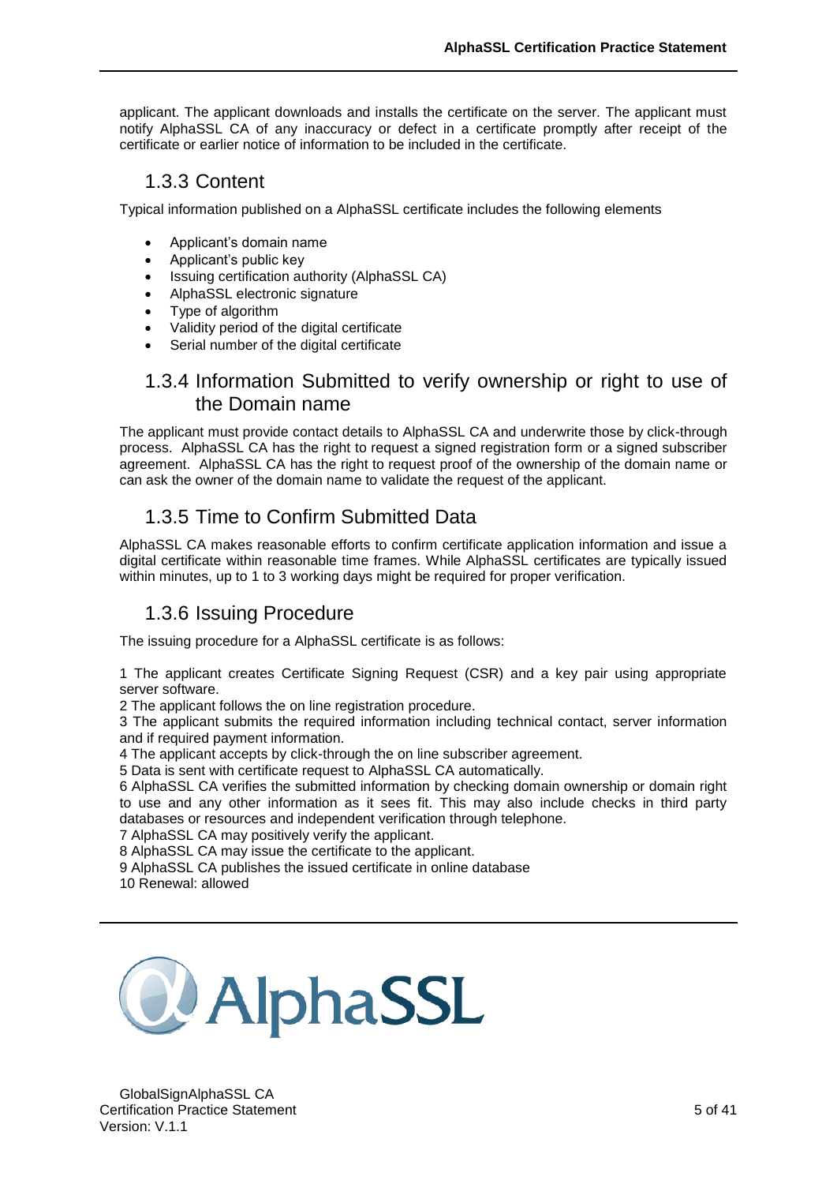applicant. The applicant downloads and installs the certificate on the server. The applicant must notify AlphaSSL CA of any inaccuracy or defect in a certificate promptly after receipt of the certificate or earlier notice of information to be included in the certificate.

## 1.3.3 Content

Typical information published on a AlphaSSL certificate includes the following elements

- Applicant's domain name
- Applicant's public key
- Issuing certification authority (AlphaSSL CA)
- AlphaSSL electronic signature
- Type of algorithm
- Validity period of the digital certificate
- Serial number of the digital certificate

## 1.3.4 Information Submitted to verify ownership or right to use of the Domain name

The applicant must provide contact details to AlphaSSL CA and underwrite those by click-through process. AlphaSSL CA has the right to request a signed registration form or a signed subscriber agreement. AlphaSSL CA has the right to request proof of the ownership of the domain name or can ask the owner of the domain name to validate the request of the applicant.

## 1.3.5 Time to Confirm Submitted Data

AlphaSSL CA makes reasonable efforts to confirm certificate application information and issue a digital certificate within reasonable time frames. While AlphaSSL certificates are typically issued within minutes, up to 1 to 3 working days might be required for proper verification.

## 1.3.6 Issuing Procedure

The issuing procedure for a AlphaSSL certificate is as follows:

1 The applicant creates Certificate Signing Request (CSR) and a key pair using appropriate server software.
2 The applicant follows the on line registration procedure.
3 The applicant submits the required information including technical contact, server information and if required payment information.
4 The applicant accepts by click-through the on line subscriber agreement.
5 Data is sent with certificate request to AlphaSSL CA automatically.
6 AlphaSSL CA verifies the submitted information by checking domain ownership or domain right to use and any other information as it sees fit. This may also include checks in third party databases or resources and independent verification through telephone.
7 AlphaSSL CA may positively verify the applicant.
8 AlphaSSL CA may issue the certificate to the applicant.
9 AlphaSSL CA publishes the issued certificate in online database
10 Renewal: allowed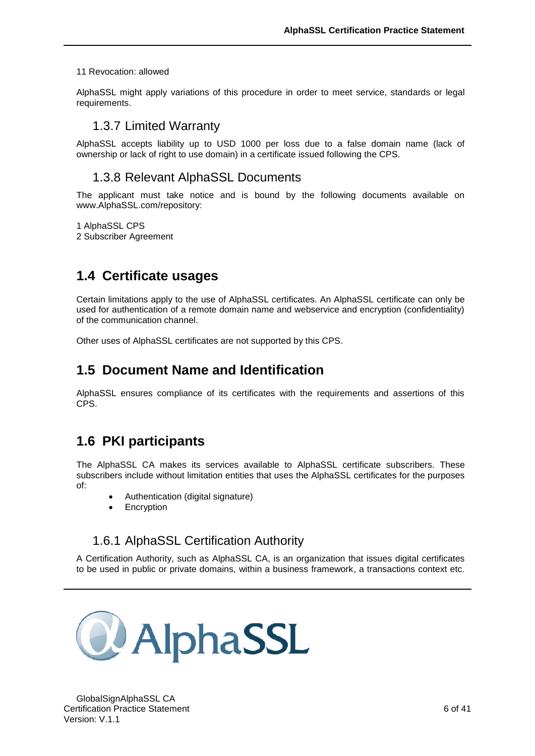11 Revocation: allowed

AlphaSSL might apply variations of this procedure in order to meet service, standards or legal requirements.

### 1.3.7 Limited Warranty

AlphaSSL accepts liability up to USD 1000 per loss due to a false domain name (lack of ownership or lack of right to use domain) in a certificate issued following the CPS.

### 1.3.8 Relevant AlphaSSL Documents

The applicant must take notice and is bound by the following documents available on www.AlphaSSL.com/repository:

1 AlphaSSL CPS
2 Subscriber Agreement

## 1.4 Certificate usages

Certain limitations apply to the use of AlphaSSL certificates. An AlphaSSL certificate can only be used for authentication of a remote domain name and webservice and encryption (confidentiality) of the communication channel.

Other uses of AlphaSSL certificates are not supported by this CPS.

## 1.5 Document Name and Identification

AlphaSSL ensures compliance of its certificates with the requirements and assertions of this CPS.

## 1.6 PKI participants

The AlphaSSL CA makes its services available to AlphaSSL certificate subscribers. These subscribers include without limitation entities that uses the AlphaSSL certificates for the purposes of:

- Authentication (digital signature)
- Encryption

### 1.6.1 AlphaSSL Certification Authority

A Certification Authority, such as AlphaSSL CA, is an organization that issues digital certificates to be used in public or private domains, within a business framework, a transactions context etc.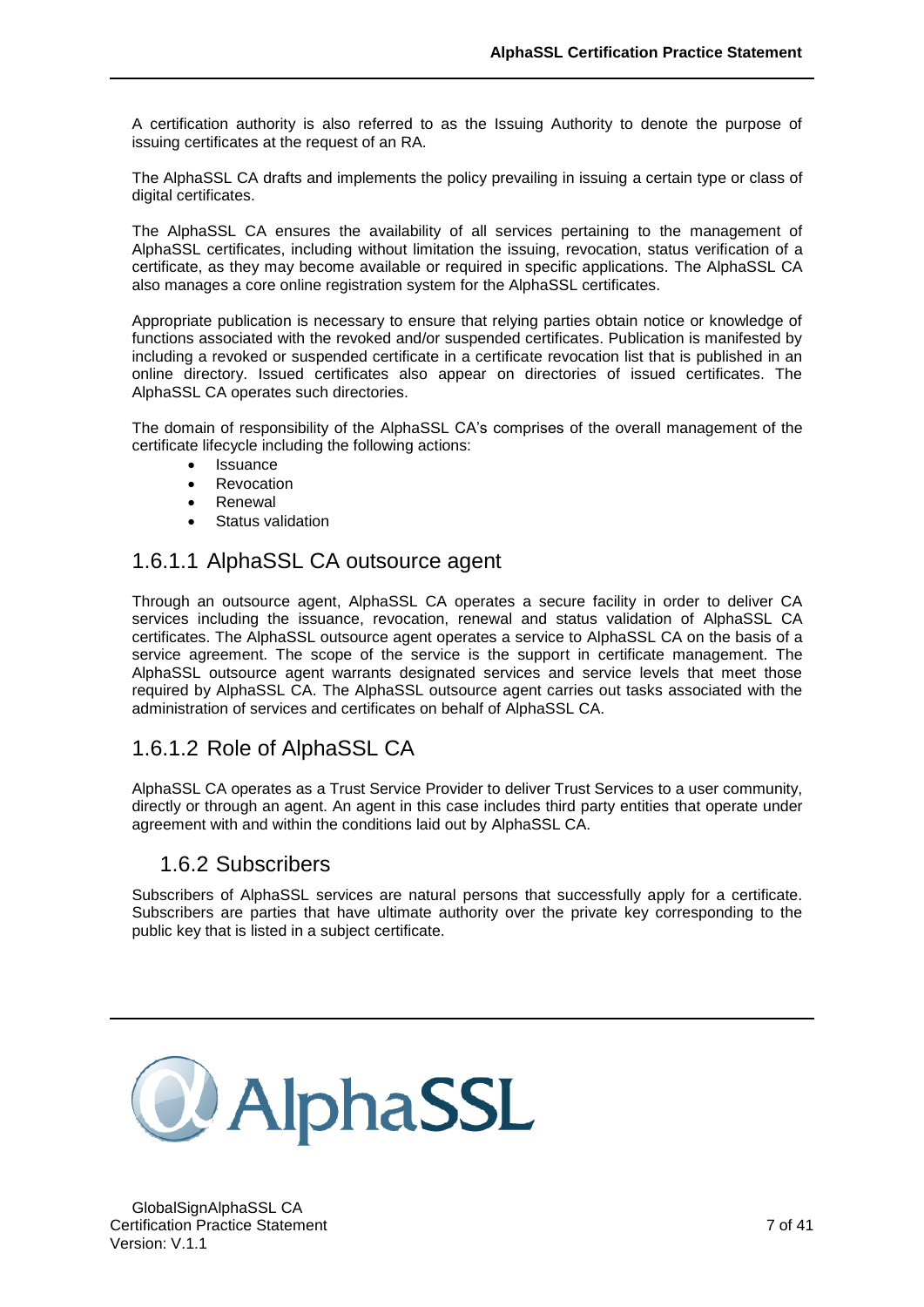A certification authority is also referred to as the Issuing Authority to denote the purpose of issuing certificates at the request of an RA.

The AlphaSSL CA drafts and implements the policy prevailing in issuing a certain type or class of digital certificates.

The AlphaSSL CA ensures the availability of all services pertaining to the management of AlphaSSL certificates, including without limitation the issuing, revocation, status verification of a certificate, as they may become available or required in specific applications. The AlphaSSL CA also manages a core online registration system for the AlphaSSL certificates.

Appropriate publication is necessary to ensure that relying parties obtain notice or knowledge of functions associated with the revoked and/or suspended certificates. Publication is manifested by including a revoked or suspended certificate in a certificate revocation list that is published in an online directory. Issued certificates also appear on directories of issued certificates. The AlphaSSL CA operates such directories.

The domain of responsibility of the AlphaSSL CA's comprises of the overall management of the certificate lifecycle including the following actions:

- Issuance
- Revocation
- Renewal
- Status validation

#### 1.6.1.1 AlphaSSL CA outsource agent

Through an outsource agent, AlphaSSL CA operates a secure facility in order to deliver CA services including the issuance, revocation, renewal and status validation of AlphaSSL CA certificates. The AlphaSSL outsource agent operates a service to AlphaSSL CA on the basis of a service agreement. The scope of the service is the support in certificate management. The AlphaSSL outsource agent warrants designated services and service levels that meet those required by AlphaSSL CA. The AlphaSSL outsource agent carries out tasks associated with the administration of services and certificates on behalf of AlphaSSL CA.

#### 1.6.1.2 Role of AlphaSSL CA

AlphaSSL CA operates as a Trust Service Provider to deliver Trust Services to a user community, directly or through an agent. An agent in this case includes third party entities that operate under agreement with and within the conditions laid out by AlphaSSL CA.

### 1.6.2 Subscribers

Subscribers of AlphaSSL services are natural persons that successfully apply for a certificate. Subscribers are parties that have ultimate authority over the private key corresponding to the public key that is listed in a subject certificate.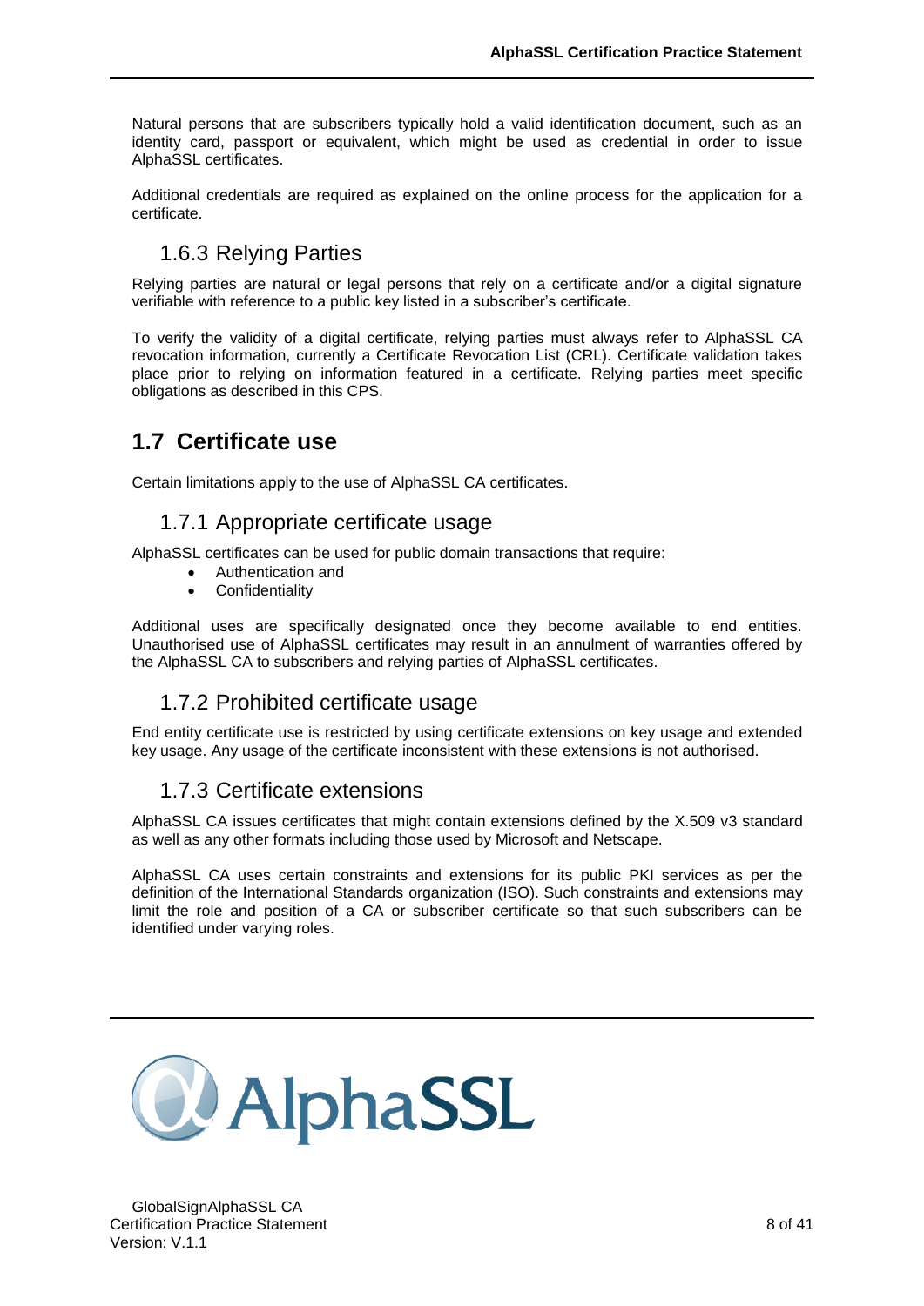Natural persons that are subscribers typically hold a valid identification document, such as an identity card, passport or equivalent, which might be used as credential in order to issue AlphaSSL certificates.

Additional credentials are required as explained on the online process for the application for a certificate.

### 1.6.3 Relying Parties

Relying parties are natural or legal persons that rely on a certificate and/or a digital signature verifiable with reference to a public key listed in a subscriber's certificate.

To verify the validity of a digital certificate, relying parties must always refer to AlphaSSL CA revocation information, currently a Certificate Revocation List (CRL). Certificate validation takes place prior to relying on information featured in a certificate. Relying parties meet specific obligations as described in this CPS.

## 1.7 Certificate use

Certain limitations apply to the use of AlphaSSL CA certificates.

### 1.7.1 Appropriate certificate usage

AlphaSSL certificates can be used for public domain transactions that require:

- Authentication and
- Confidentiality

Additional uses are specifically designated once they become available to end entities. Unauthorised use of AlphaSSL certificates may result in an annulment of warranties offered by the AlphaSSL CA to subscribers and relying parties of AlphaSSL certificates.

### 1.7.2 Prohibited certificate usage

End entity certificate use is restricted by using certificate extensions on key usage and extended key usage. Any usage of the certificate inconsistent with these extensions is not authorised.

### 1.7.3 Certificate extensions

AlphaSSL CA issues certificates that might contain extensions defined by the X.509 v3 standard as well as any other formats including those used by Microsoft and Netscape.

AlphaSSL CA uses certain constraints and extensions for its public PKI services as per the definition of the International Standards organization (ISO). Such constraints and extensions may limit the role and position of a CA or subscriber certificate so that such subscribers can be identified under varying roles.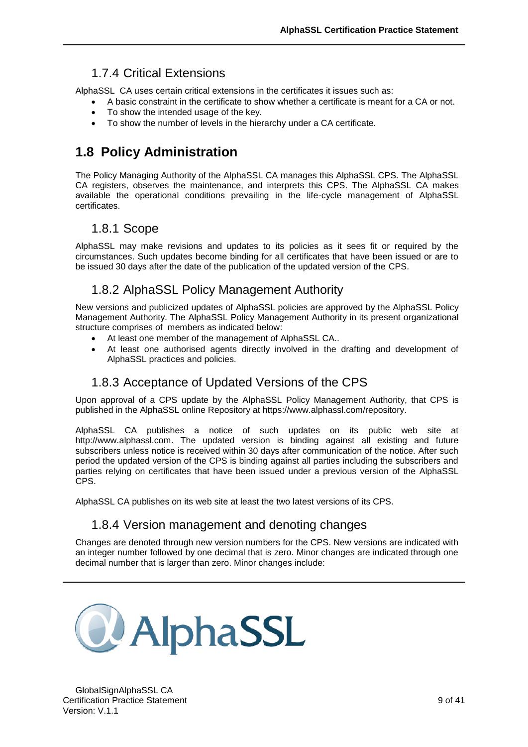### 1.7.4 Critical Extensions

AlphaSSL CA uses certain critical extensions in the certificates it issues such as:

- A basic constraint in the certificate to show whether a certificate is meant for a CA or not.
- To show the intended usage of the key.
- To show the number of levels in the hierarchy under a CA certificate.

## 1.8 Policy Administration

The Policy Managing Authority of the AlphaSSL CA manages this AlphaSSL CPS. The AlphaSSL CA registers, observes the maintenance, and interprets this CPS. The AlphaSSL CA makes available the operational conditions prevailing in the life-cycle management of AlphaSSL certificates.

### 1.8.1 Scope

AlphaSSL may make revisions and updates to its policies as it sees fit or required by the circumstances. Such updates become binding for all certificates that have been issued or are to be issued 30 days after the date of the publication of the updated version of the CPS.

### 1.8.2 AlphaSSL Policy Management Authority

New versions and publicized updates of AlphaSSL policies are approved by the AlphaSSL Policy Management Authority. The AlphaSSL Policy Management Authority in its present organizational structure comprises of members as indicated below:

- At least one member of the management of AlphaSSL CA..
- At least one authorised agents directly involved in the drafting and development of AlphaSSL practices and policies.

### 1.8.3 Acceptance of Updated Versions of the CPS

Upon approval of a CPS update by the AlphaSSL Policy Management Authority, that CPS is published in the AlphaSSL online Repository at https://www.alphassl.com/repository.

AlphaSSL CA publishes a notice of such updates on its public web site at http://www.alphassl.com. The updated version is binding against all existing and future subscribers unless notice is received within 30 days after communication of the notice. After such period the updated version of the CPS is binding against all parties including the subscribers and parties relying on certificates that have been issued under a previous version of the AlphaSSL CPS.

AlphaSSL CA publishes on its web site at least the two latest versions of its CPS.

### 1.8.4 Version management and denoting changes

Changes are denoted through new version numbers for the CPS. New versions are indicated with an integer number followed by one decimal that is zero. Minor changes are indicated through one decimal number that is larger than zero. Minor changes include: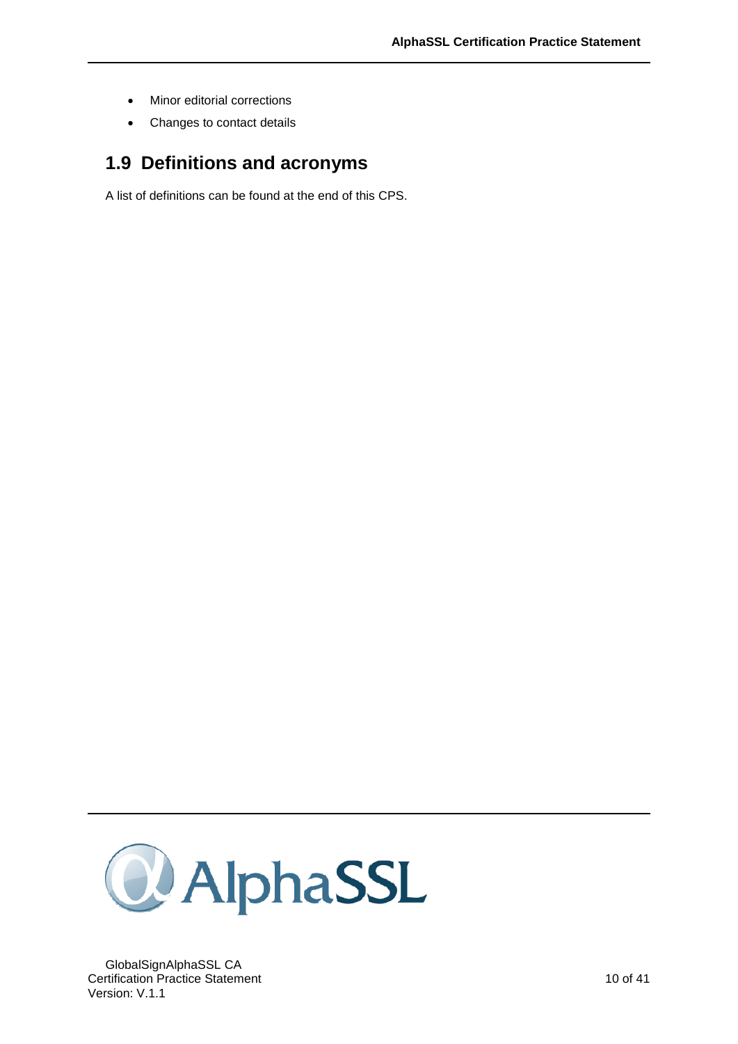- Minor editorial corrections
- Changes to contact details

## 1.9 Definitions and acronyms

A list of definitions can be found at the end of this CPS.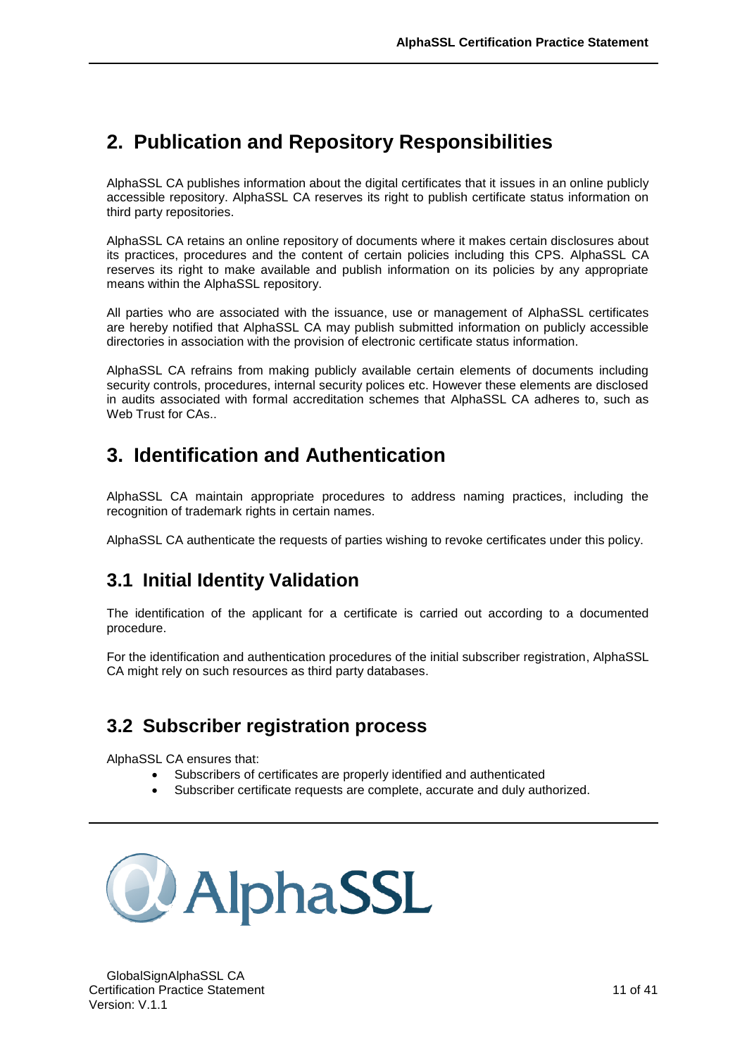# 2. Publication and Repository Responsibilities

AlphaSSL CA publishes information about the digital certificates that it issues in an online publicly accessible repository. AlphaSSL CA reserves its right to publish certificate status information on third party repositories.

AlphaSSL CA retains an online repository of documents where it makes certain disclosures about its practices, procedures and the content of certain policies including this CPS. AlphaSSL CA reserves its right to make available and publish information on its policies by any appropriate means within the AlphaSSL repository.

All parties who are associated with the issuance, use or management of AlphaSSL certificates are hereby notified that AlphaSSL CA may publish submitted information on publicly accessible directories in association with the provision of electronic certificate status information.

AlphaSSL CA refrains from making publicly available certain elements of documents including security controls, procedures, internal security polices etc. However these elements are disclosed in audits associated with formal accreditation schemes that AlphaSSL CA adheres to, such as Web Trust for CAs..

# 3. Identification and Authentication

AlphaSSL CA maintain appropriate procedures to address naming practices, including the recognition of trademark rights in certain names.

AlphaSSL CA authenticate the requests of parties wishing to revoke certificates under this policy.

## 3.1 Initial Identity Validation

The identification of the applicant for a certificate is carried out according to a documented procedure.

For the identification and authentication procedures of the initial subscriber registration, AlphaSSL CA might rely on such resources as third party databases.

## 3.2 Subscriber registration process

AlphaSSL CA ensures that:

- Subscribers of certificates are properly identified and authenticated
- Subscriber certificate requests are complete, accurate and duly authorized.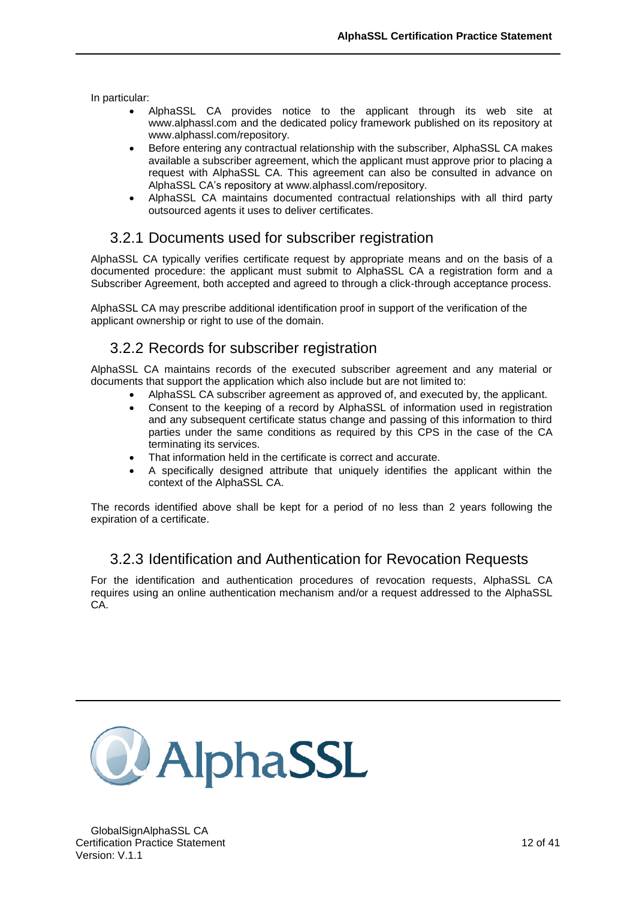In particular:

- AlphaSSL CA provides notice to the applicant through its web site at www.alphassl.com and the dedicated policy framework published on its repository at www.alphassl.com/repository.
- Before entering any contractual relationship with the subscriber, AlphaSSL CA makes available a subscriber agreement, which the applicant must approve prior to placing a request with AlphaSSL CA. This agreement can also be consulted in advance on AlphaSSL CA's repository at www.alphassl.com/repository.
- AlphaSSL CA maintains documented contractual relationships with all third party outsourced agents it uses to deliver certificates.

## 3.2.1 Documents used for subscriber registration

AlphaSSL CA typically verifies certificate request by appropriate means and on the basis of a documented procedure: the applicant must submit to AlphaSSL CA a registration form and a Subscriber Agreement, both accepted and agreed to through a click-through acceptance process.

AlphaSSL CA may prescribe additional identification proof in support of the verification of the applicant ownership or right to use of the domain.

## 3.2.2 Records for subscriber registration

AlphaSSL CA maintains records of the executed subscriber agreement and any material or documents that support the application which also include but are not limited to:

- AlphaSSL CA subscriber agreement as approved of, and executed by, the applicant.
- Consent to the keeping of a record by AlphaSSL of information used in registration and any subsequent certificate status change and passing of this information to third parties under the same conditions as required by this CPS in the case of the CA terminating its services.
- That information held in the certificate is correct and accurate.
- A specifically designed attribute that uniquely identifies the applicant within the context of the AlphaSSL CA.

The records identified above shall be kept for a period of no less than 2 years following the expiration of a certificate.

## 3.2.3 Identification and Authentication for Revocation Requests

For the identification and authentication procedures of revocation requests, AlphaSSL CA requires using an online authentication mechanism and/or a request addressed to the AlphaSSL CA.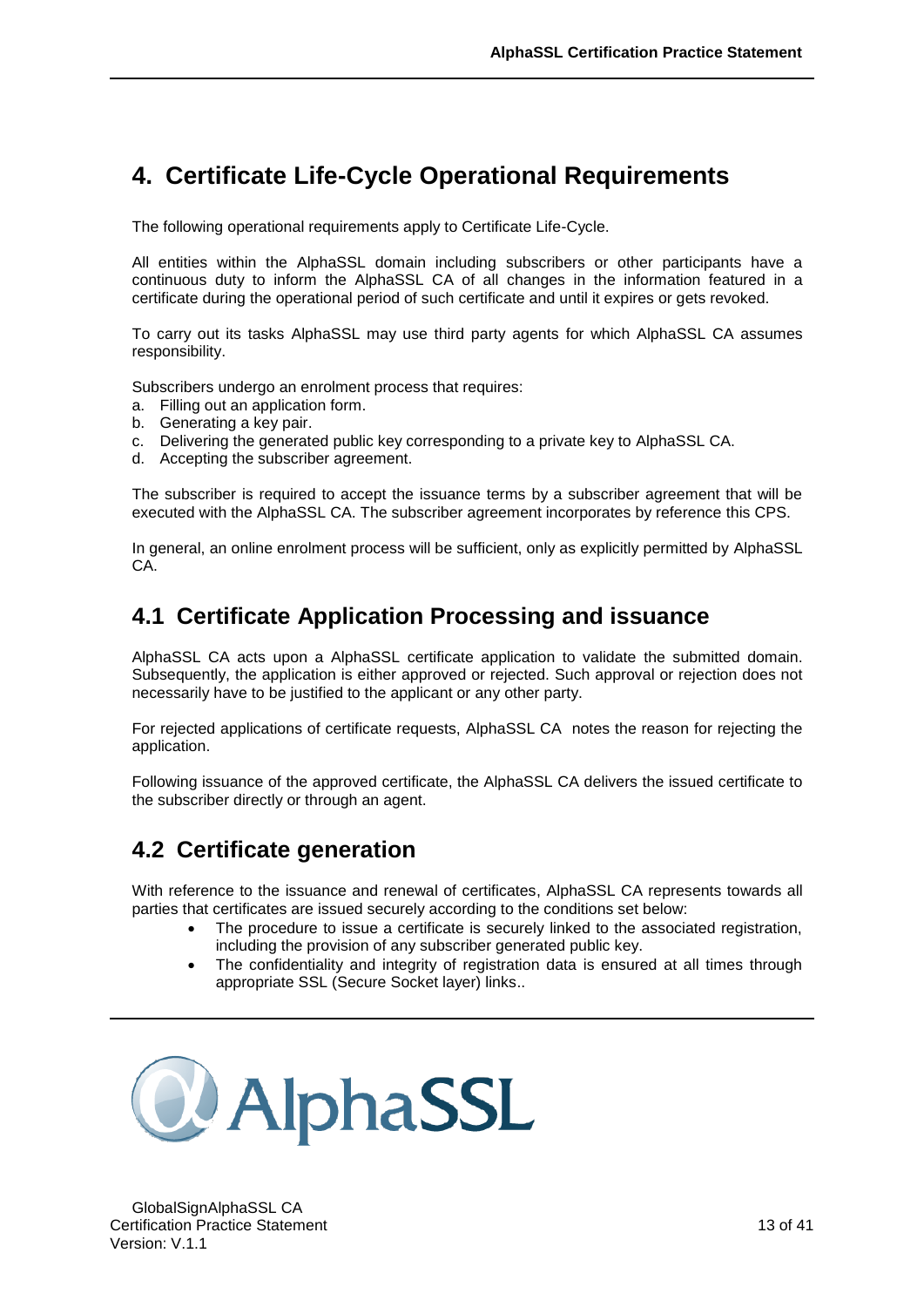# 4. Certificate Life-Cycle Operational Requirements

The following operational requirements apply to Certificate Life-Cycle.

All entities within the AlphaSSL domain including subscribers or other participants have a continuous duty to inform the AlphaSSL CA of all changes in the information featured in a certificate during the operational period of such certificate and until it expires or gets revoked.

To carry out its tasks AlphaSSL may use third party agents for which AlphaSSL CA assumes responsibility.

Subscribers undergo an enrolment process that requires:

a. Filling out an application form.
b. Generating a key pair.
c. Delivering the generated public key corresponding to a private key to AlphaSSL CA.
d. Accepting the subscriber agreement.

The subscriber is required to accept the issuance terms by a subscriber agreement that will be executed with the AlphaSSL CA. The subscriber agreement incorporates by reference this CPS.

In general, an online enrolment process will be sufficient, only as explicitly permitted by AlphaSSL CA.

## 4.1 Certificate Application Processing and issuance

AlphaSSL CA acts upon a AlphaSSL certificate application to validate the submitted domain. Subsequently, the application is either approved or rejected. Such approval or rejection does not necessarily have to be justified to the applicant or any other party.

For rejected applications of certificate requests, AlphaSSL CA notes the reason for rejecting the application.

Following issuance of the approved certificate, the AlphaSSL CA delivers the issued certificate to the subscriber directly or through an agent.

## 4.2 Certificate generation

With reference to the issuance and renewal of certificates, AlphaSSL CA represents towards all parties that certificates are issued securely according to the conditions set below:

- The procedure to issue a certificate is securely linked to the associated registration, including the provision of any subscriber generated public key.
- The confidentiality and integrity of registration data is ensured at all times through appropriate SSL (Secure Socket layer) links..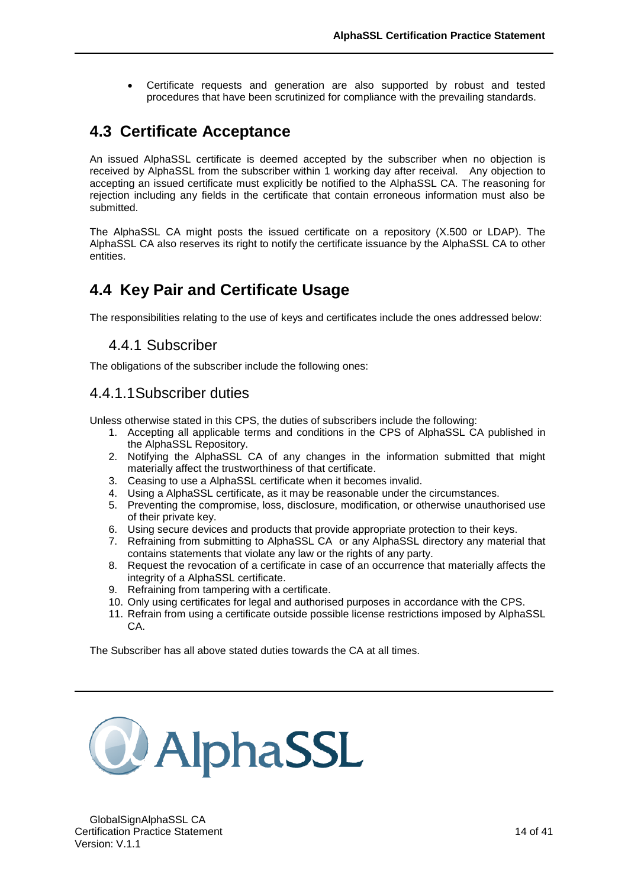- Certificate requests and generation are also supported by robust and tested procedures that have been scrutinized for compliance with the prevailing standards.

## 4.3 Certificate Acceptance

An issued AlphaSSL certificate is deemed accepted by the subscriber when no objection is received by AlphaSSL from the subscriber within 1 working day after receival. Any objection to accepting an issued certificate must explicitly be notified to the AlphaSSL CA. The reasoning for rejection including any fields in the certificate that contain erroneous information must also be submitted.

The AlphaSSL CA might posts the issued certificate on a repository (X.500 or LDAP). The AlphaSSL CA also reserves its right to notify the certificate issuance by the AlphaSSL CA to other entities.

## 4.4 Key Pair and Certificate Usage

The responsibilities relating to the use of keys and certificates include the ones addressed below:

### 4.4.1 Subscriber

The obligations of the subscriber include the following ones:

#### 4.4.1.1 Subscriber duties

Unless otherwise stated in this CPS, the duties of subscribers include the following:

1. Accepting all applicable terms and conditions in the CPS of AlphaSSL CA published in the AlphaSSL Repository.
2. Notifying the AlphaSSL CA of any changes in the information submitted that might materially affect the trustworthiness of that certificate.
3. Ceasing to use a AlphaSSL certificate when it becomes invalid.
4. Using a AlphaSSL certificate, as it may be reasonable under the circumstances.
5. Preventing the compromise, loss, disclosure, modification, or otherwise unauthorised use of their private key.
6. Using secure devices and products that provide appropriate protection to their keys.
7. Refraining from submitting to AlphaSSL CA or any AlphaSSL directory any material that contains statements that violate any law or the rights of any party.
8. Request the revocation of a certificate in case of an occurrence that materially affects the integrity of a AlphaSSL certificate.
9. Refraining from tampering with a certificate.
10. Only using certificates for legal and authorised purposes in accordance with the CPS.
11. Refrain from using a certificate outside possible license restrictions imposed by AlphaSSL CA.

The Subscriber has all above stated duties towards the CA at all times.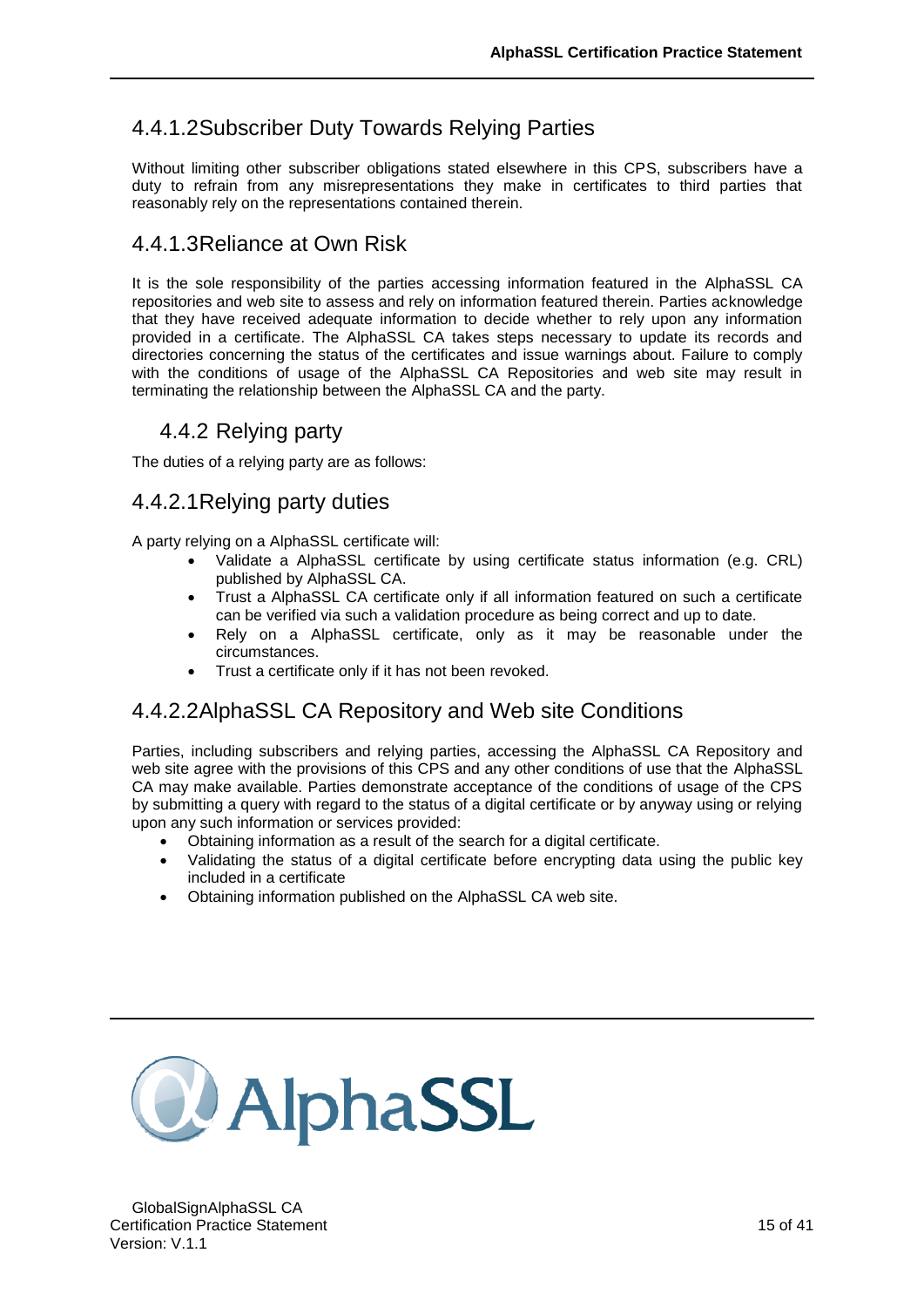#### 4.4.1.2 Subscriber Duty Towards Relying Parties

Without limiting other subscriber obligations stated elsewhere in this CPS, subscribers have a duty to refrain from any misrepresentations they make in certificates to third parties that reasonably rely on the representations contained therein.

#### 4.4.1.3 Reliance at Own Risk

It is the sole responsibility of the parties accessing information featured in the AlphaSSL CA repositories and web site to assess and rely on information featured therein. Parties acknowledge that they have received adequate information to decide whether to rely upon any information provided in a certificate. The AlphaSSL CA takes steps necessary to update its records and directories concerning the status of the certificates and issue warnings about. Failure to comply with the conditions of usage of the AlphaSSL CA Repositories and web site may result in terminating the relationship between the AlphaSSL CA and the party.

### 4.4.2 Relying party

The duties of a relying party are as follows:

#### 4.4.2.1 Relying party duties

A party relying on a AlphaSSL certificate will:

- Validate a AlphaSSL certificate by using certificate status information (e.g. CRL) published by AlphaSSL CA.
- Trust a AlphaSSL CA certificate only if all information featured on such a certificate can be verified via such a validation procedure as being correct and up to date.
- Rely on a AlphaSSL certificate, only as it may be reasonable under the circumstances.
- Trust a certificate only if it has not been revoked.

#### 4.4.2.2 AlphaSSL CA Repository and Web site Conditions

Parties, including subscribers and relying parties, accessing the AlphaSSL CA Repository and web site agree with the provisions of this CPS and any other conditions of use that the AlphaSSL CA may make available. Parties demonstrate acceptance of the conditions of usage of the CPS by submitting a query with regard to the status of a digital certificate or by anyway using or relying upon any such information or services provided:

- Obtaining information as a result of the search for a digital certificate.
- Validating the status of a digital certificate before encrypting data using the public key included in a certificate
- Obtaining information published on the AlphaSSL CA web site.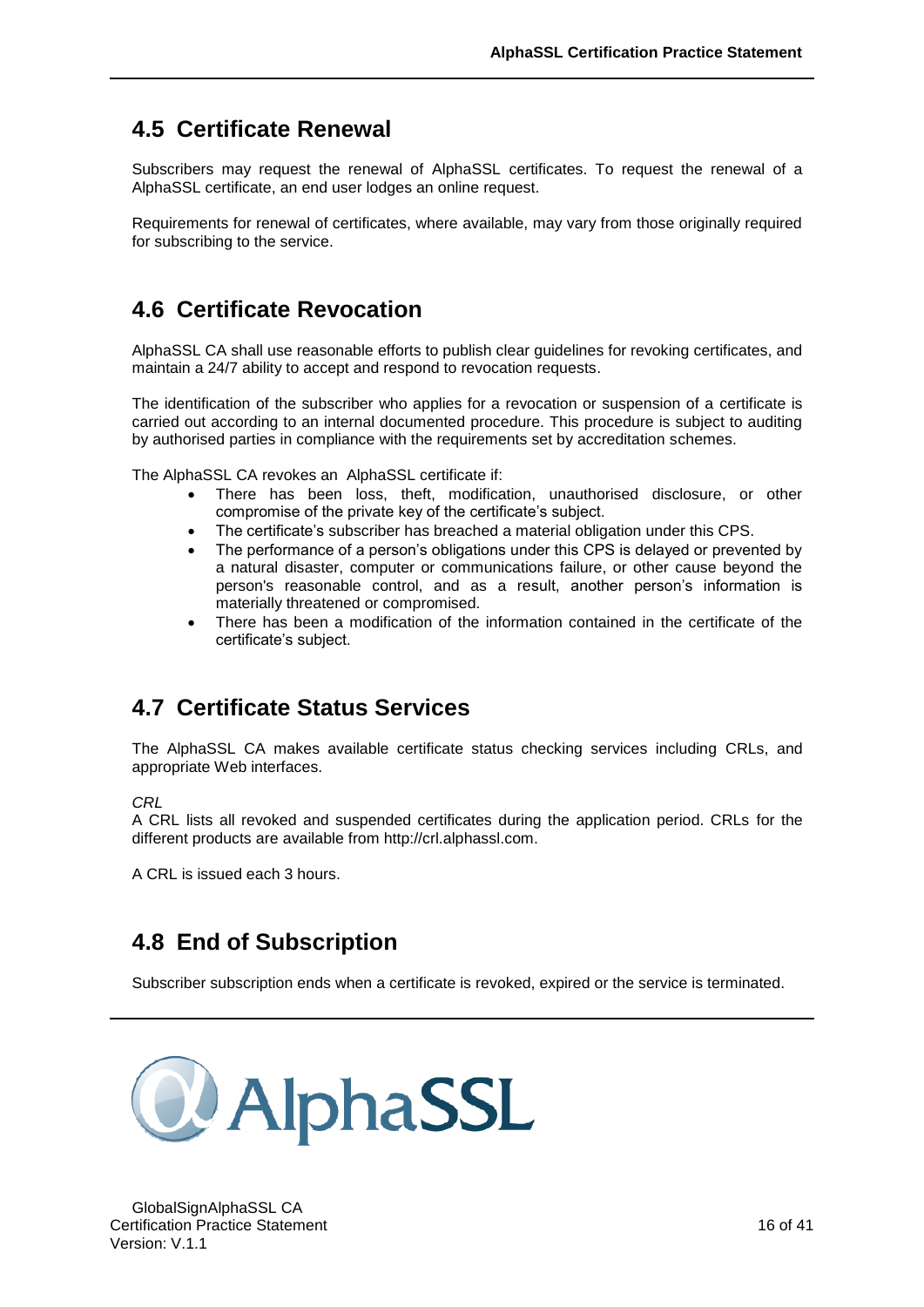## 4.5 Certificate Renewal

Subscribers may request the renewal of AlphaSSL certificates. To request the renewal of a AlphaSSL certificate, an end user lodges an online request.

Requirements for renewal of certificates, where available, may vary from those originally required for subscribing to the service.

## 4.6 Certificate Revocation

AlphaSSL CA shall use reasonable efforts to publish clear guidelines for revoking certificates, and maintain a 24/7 ability to accept and respond to revocation requests.

The identification of the subscriber who applies for a revocation or suspension of a certificate is carried out according to an internal documented procedure. This procedure is subject to auditing by authorised parties in compliance with the requirements set by accreditation schemes.

The AlphaSSL CA revokes an AlphaSSL certificate if:

- There has been loss, theft, modification, unauthorised disclosure, or other compromise of the private key of the certificate's subject.
- The certificate's subscriber has breached a material obligation under this CPS.
- The performance of a person's obligations under this CPS is delayed or prevented by a natural disaster, computer or communications failure, or other cause beyond the person's reasonable control, and as a result, another person's information is materially threatened or compromised.
- There has been a modification of the information contained in the certificate of the certificate's subject.

## 4.7 Certificate Status Services

The AlphaSSL CA makes available certificate status checking services including CRLs, and appropriate Web interfaces.

*CRL*
A CRL lists all revoked and suspended certificates during the application period. CRLs for the different products are available from http://crl.alphassl.com.

A CRL is issued each 3 hours.

## 4.8 End of Subscription

Subscriber subscription ends when a certificate is revoked, expired or the service is terminated.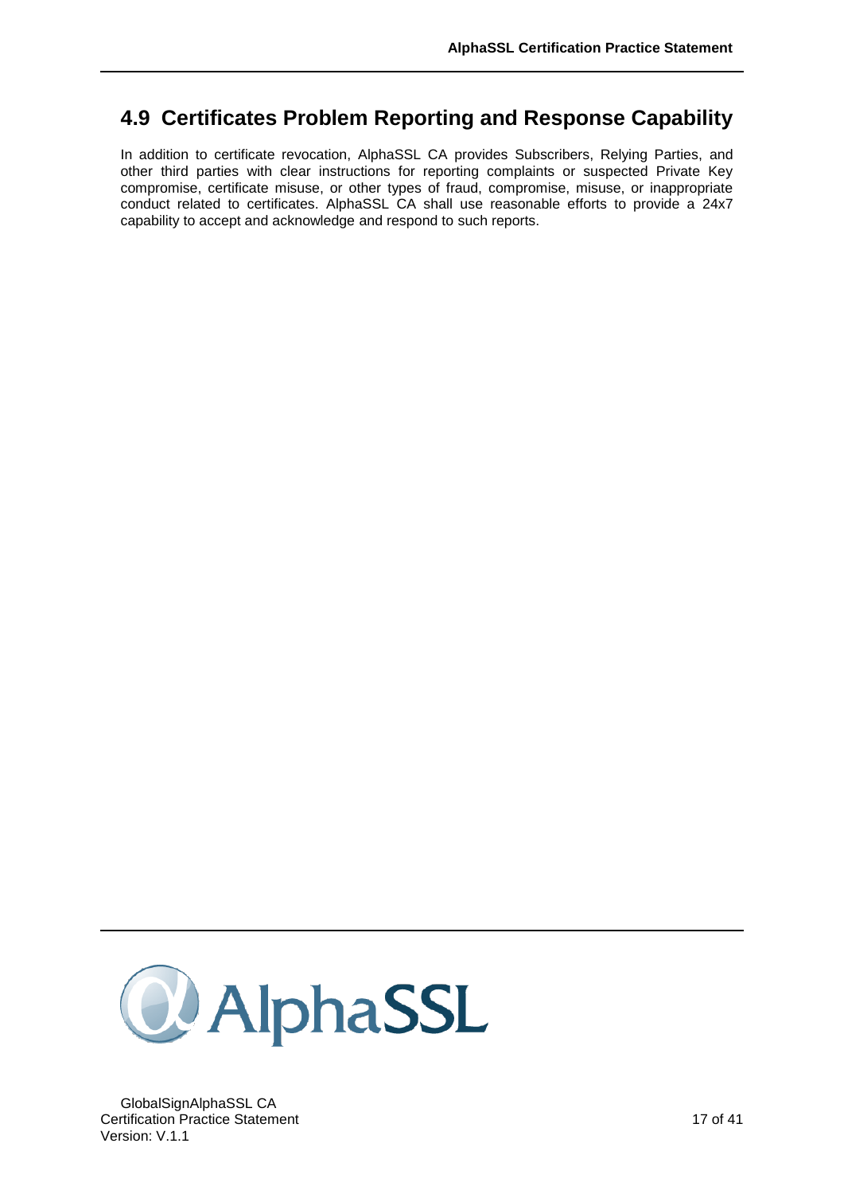## 4.9 Certificates Problem Reporting and Response Capability

In addition to certificate revocation, AlphaSSL CA provides Subscribers, Relying Parties, and other third parties with clear instructions for reporting complaints or suspected Private Key compromise, certificate misuse, or other types of fraud, compromise, misuse, or inappropriate conduct related to certificates. AlphaSSL CA shall use reasonable efforts to provide a 24x7 capability to accept and acknowledge and respond to such reports.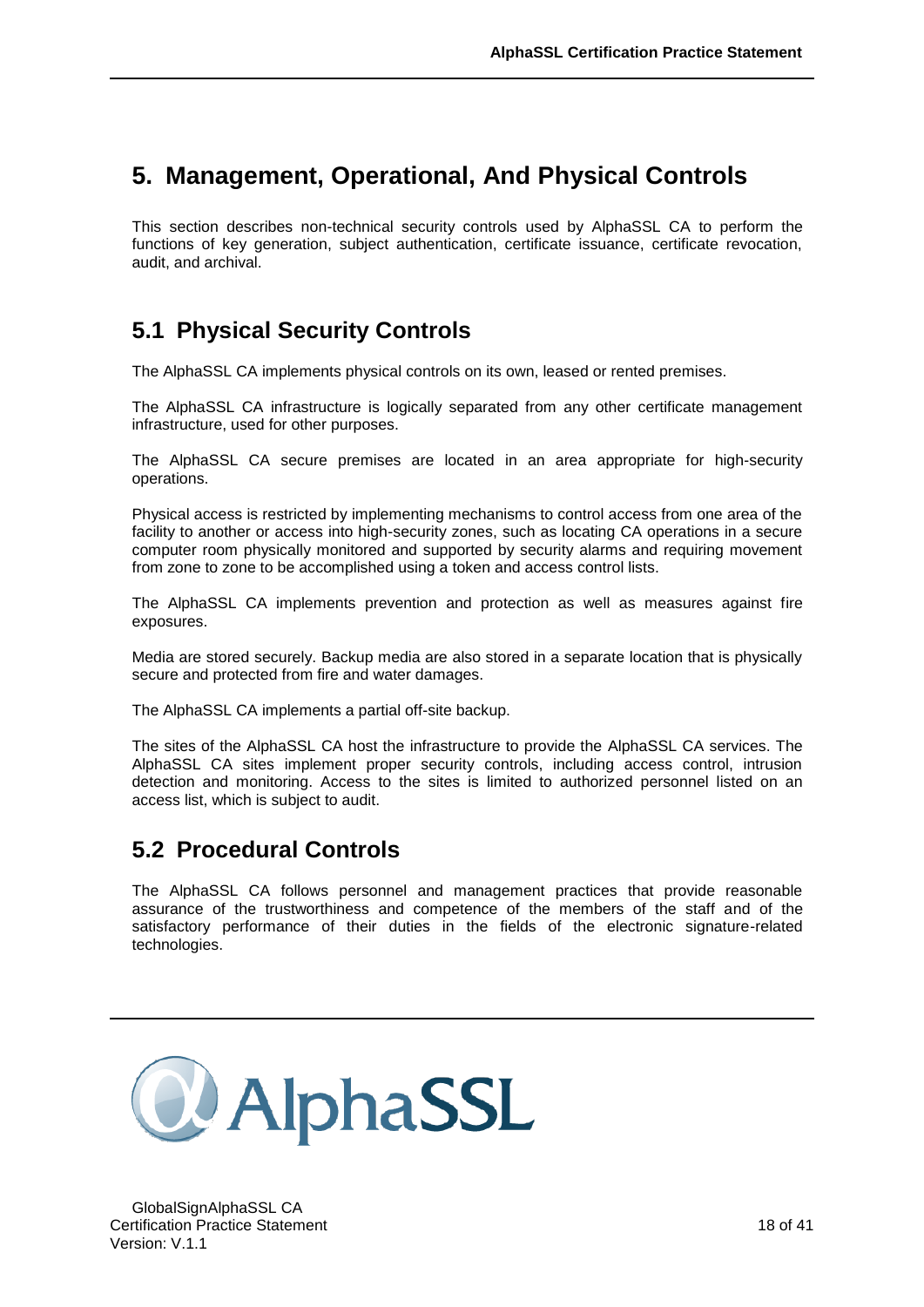# 5. Management, Operational, And Physical Controls

This section describes non-technical security controls used by AlphaSSL CA to perform the functions of key generation, subject authentication, certificate issuance, certificate revocation, audit, and archival.

## 5.1 Physical Security Controls

The AlphaSSL CA implements physical controls on its own, leased or rented premises.

The AlphaSSL CA infrastructure is logically separated from any other certificate management infrastructure, used for other purposes.

The AlphaSSL CA secure premises are located in an area appropriate for high-security operations.

Physical access is restricted by implementing mechanisms to control access from one area of the facility to another or access into high-security zones, such as locating CA operations in a secure computer room physically monitored and supported by security alarms and requiring movement from zone to zone to be accomplished using a token and access control lists.

The AlphaSSL CA implements prevention and protection as well as measures against fire exposures.

Media are stored securely. Backup media are also stored in a separate location that is physically secure and protected from fire and water damages.

The AlphaSSL CA implements a partial off-site backup.

The sites of the AlphaSSL CA host the infrastructure to provide the AlphaSSL CA services. The AlphaSSL CA sites implement proper security controls, including access control, intrusion detection and monitoring. Access to the sites is limited to authorized personnel listed on an access list, which is subject to audit.

## 5.2 Procedural Controls

The AlphaSSL CA follows personnel and management practices that provide reasonable assurance of the trustworthiness and competence of the members of the staff and of the satisfactory performance of their duties in the fields of the electronic signature-related technologies.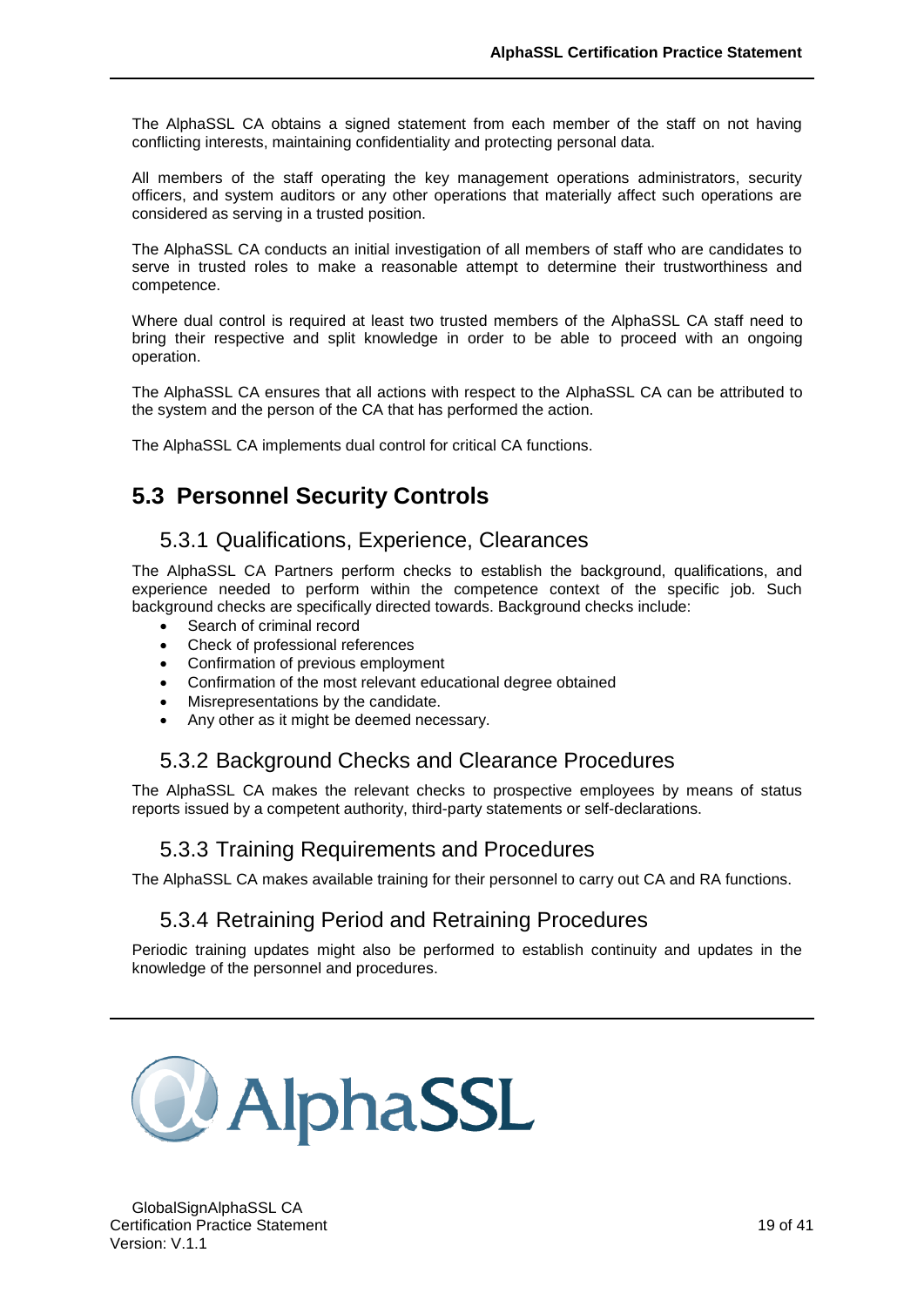The AlphaSSL CA obtains a signed statement from each member of the staff on not having conflicting interests, maintaining confidentiality and protecting personal data.

All members of the staff operating the key management operations administrators, security officers, and system auditors or any other operations that materially affect such operations are considered as serving in a trusted position.

The AlphaSSL CA conducts an initial investigation of all members of staff who are candidates to serve in trusted roles to make a reasonable attempt to determine their trustworthiness and competence.

Where dual control is required at least two trusted members of the AlphaSSL CA staff need to bring their respective and split knowledge in order to be able to proceed with an ongoing operation.

The AlphaSSL CA ensures that all actions with respect to the AlphaSSL CA can be attributed to the system and the person of the CA that has performed the action.

The AlphaSSL CA implements dual control for critical CA functions.

## 5.3 Personnel Security Controls

### 5.3.1 Qualifications, Experience, Clearances

The AlphaSSL CA Partners perform checks to establish the background, qualifications, and experience needed to perform within the competence context of the specific job. Such background checks are specifically directed towards. Background checks include:

- Search of criminal record
- Check of professional references
- Confirmation of previous employment
- Confirmation of the most relevant educational degree obtained
- Misrepresentations by the candidate.
- Any other as it might be deemed necessary.

### 5.3.2 Background Checks and Clearance Procedures

The AlphaSSL CA makes the relevant checks to prospective employees by means of status reports issued by a competent authority, third-party statements or self-declarations.

### 5.3.3 Training Requirements and Procedures

The AlphaSSL CA makes available training for their personnel to carry out CA and RA functions.

### 5.3.4 Retraining Period and Retraining Procedures

Periodic training updates might also be performed to establish continuity and updates in the knowledge of the personnel and procedures.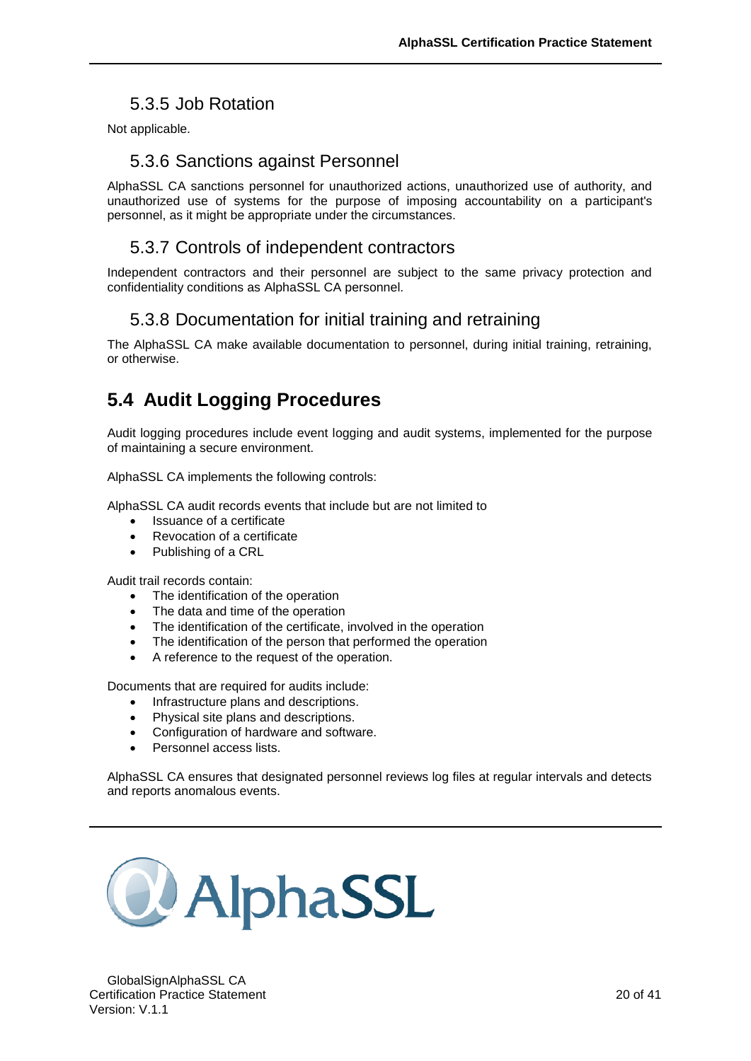### 5.3.5 Job Rotation

Not applicable.

### 5.3.6 Sanctions against Personnel

AlphaSSL CA sanctions personnel for unauthorized actions, unauthorized use of authority, and unauthorized use of systems for the purpose of imposing accountability on a participant's personnel, as it might be appropriate under the circumstances.

### 5.3.7 Controls of independent contractors

Independent contractors and their personnel are subject to the same privacy protection and confidentiality conditions as AlphaSSL CA personnel.

### 5.3.8 Documentation for initial training and retraining

The AlphaSSL CA make available documentation to personnel, during initial training, retraining, or otherwise.

## 5.4 Audit Logging Procedures

Audit logging procedures include event logging and audit systems, implemented for the purpose of maintaining a secure environment.

AlphaSSL CA implements the following controls:

AlphaSSL CA audit records events that include but are not limited to

- Issuance of a certificate
- Revocation of a certificate
- Publishing of a CRL

Audit trail records contain:

- The identification of the operation
- The data and time of the operation
- The identification of the certificate, involved in the operation
- The identification of the person that performed the operation
- A reference to the request of the operation.

Documents that are required for audits include:

- Infrastructure plans and descriptions.
- Physical site plans and descriptions.
- Configuration of hardware and software.
- Personnel access lists.

AlphaSSL CA ensures that designated personnel reviews log files at regular intervals and detects and reports anomalous events.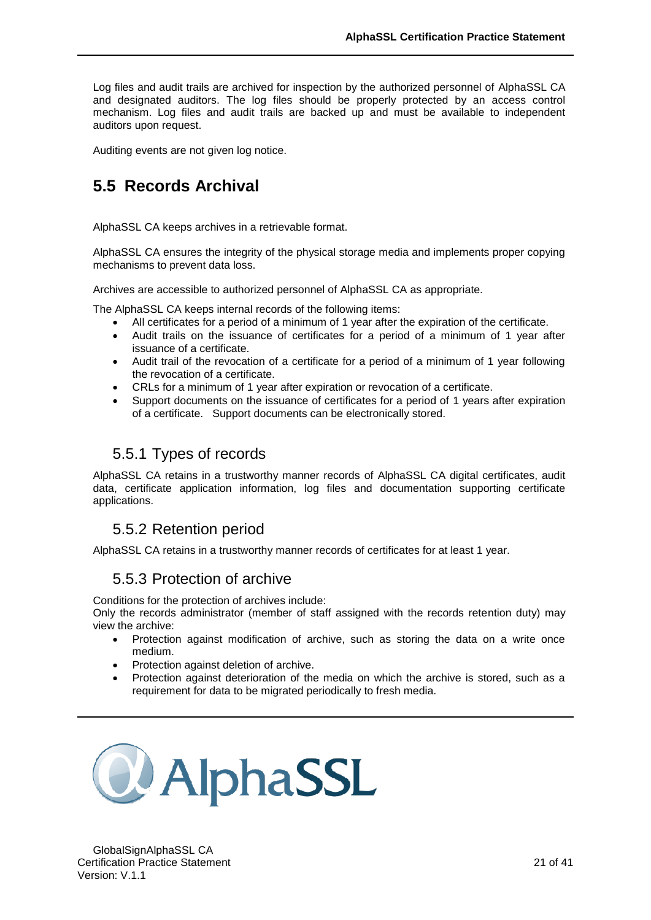Log files and audit trails are archived for inspection by the authorized personnel of AlphaSSL CA and designated auditors. The log files should be properly protected by an access control mechanism. Log files and audit trails are backed up and must be available to independent auditors upon request.

Auditing events are not given log notice.

## 5.5 Records Archival

AlphaSSL CA keeps archives in a retrievable format.

AlphaSSL CA ensures the integrity of the physical storage media and implements proper copying mechanisms to prevent data loss.

Archives are accessible to authorized personnel of AlphaSSL CA as appropriate.

The AlphaSSL CA keeps internal records of the following items:

- All certificates for a period of a minimum of 1 year after the expiration of the certificate.
- Audit trails on the issuance of certificates for a period of a minimum of 1 year after issuance of a certificate.
- Audit trail of the revocation of a certificate for a period of a minimum of 1 year following the revocation of a certificate.
- CRLs for a minimum of 1 year after expiration or revocation of a certificate.
- Support documents on the issuance of certificates for a period of 1 years after expiration of a certificate. Support documents can be electronically stored.

### 5.5.1 Types of records

AlphaSSL CA retains in a trustworthy manner records of AlphaSSL CA digital certificates, audit data, certificate application information, log files and documentation supporting certificate applications.

### 5.5.2 Retention period

AlphaSSL CA retains in a trustworthy manner records of certificates for at least 1 year.

### 5.5.3 Protection of archive

Conditions for the protection of archives include:
Only the records administrator (member of staff assigned with the records retention duty) may view the archive:

- Protection against modification of archive, such as storing the data on a write once medium.
- Protection against deletion of archive.
- Protection against deterioration of the media on which the archive is stored, such as a requirement for data to be migrated periodically to fresh media.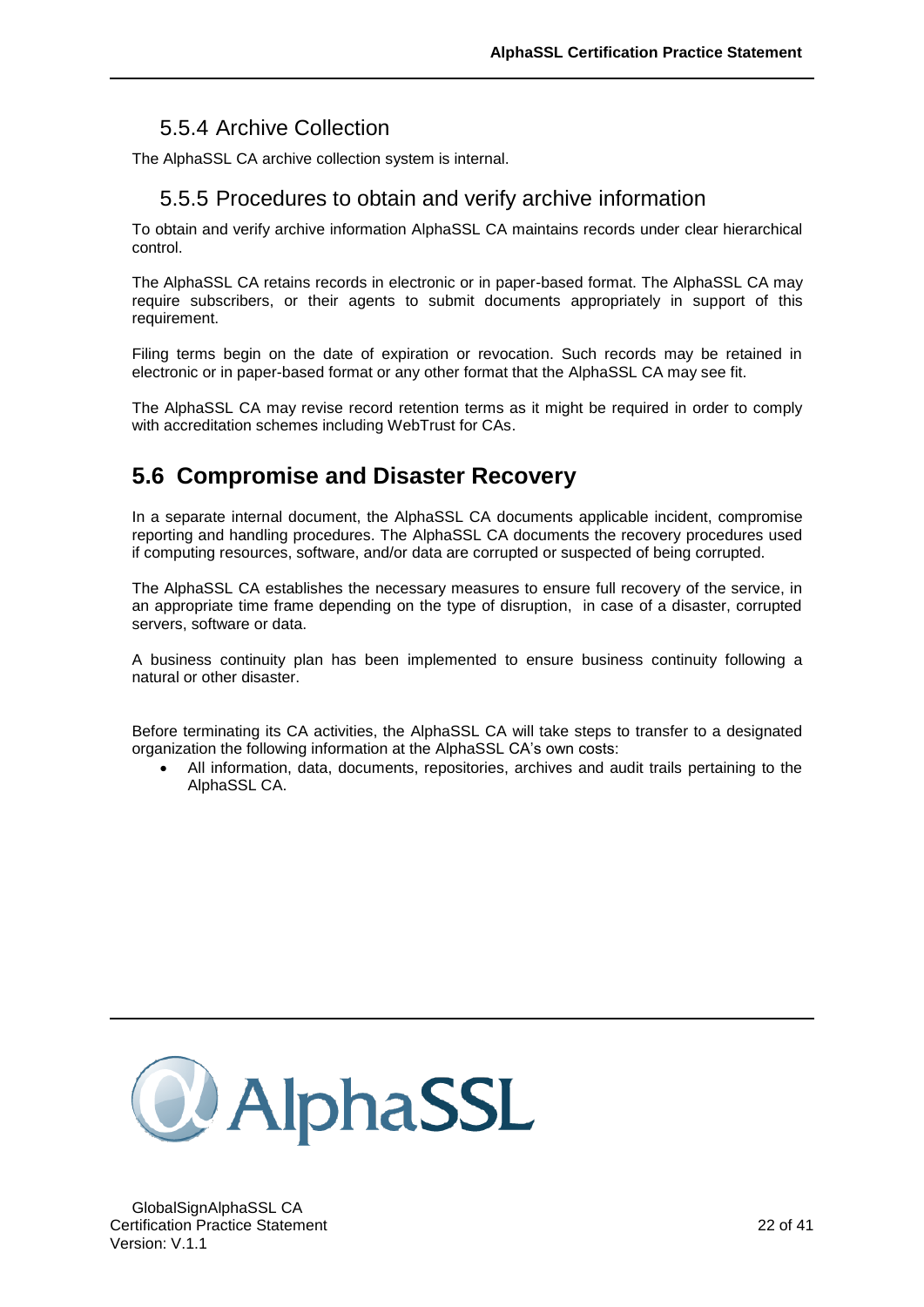### 5.5.4 Archive Collection

The AlphaSSL CA archive collection system is internal.

### 5.5.5 Procedures to obtain and verify archive information

To obtain and verify archive information AlphaSSL CA maintains records under clear hierarchical control.

The AlphaSSL CA retains records in electronic or in paper-based format. The AlphaSSL CA may require subscribers, or their agents to submit documents appropriately in support of this requirement.

Filing terms begin on the date of expiration or revocation. Such records may be retained in electronic or in paper-based format or any other format that the AlphaSSL CA may see fit.

The AlphaSSL CA may revise record retention terms as it might be required in order to comply with accreditation schemes including WebTrust for CAs.

## 5.6 Compromise and Disaster Recovery

In a separate internal document, the AlphaSSL CA documents applicable incident, compromise reporting and handling procedures. The AlphaSSL CA documents the recovery procedures used if computing resources, software, and/or data are corrupted or suspected of being corrupted.

The AlphaSSL CA establishes the necessary measures to ensure full recovery of the service, in an appropriate time frame depending on the type of disruption, in case of a disaster, corrupted servers, software or data.

A business continuity plan has been implemented to ensure business continuity following a natural or other disaster.

Before terminating its CA activities, the AlphaSSL CA will take steps to transfer to a designated organization the following information at the AlphaSSL CA's own costs:

- All information, data, documents, repositories, archives and audit trails pertaining to the AlphaSSL CA.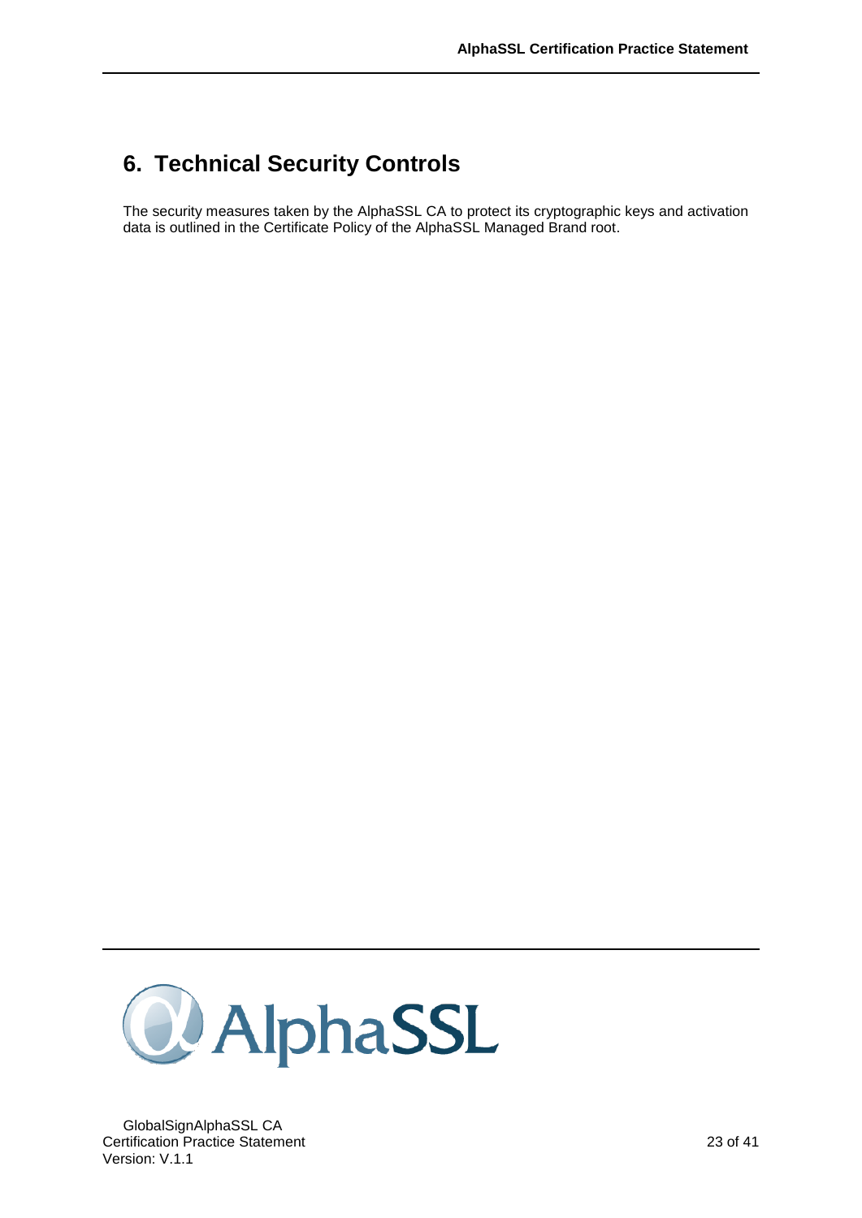# 6. Technical Security Controls

The security measures taken by the AlphaSSL CA to protect its cryptographic keys and activation data is outlined in the Certificate Policy of the AlphaSSL Managed Brand root.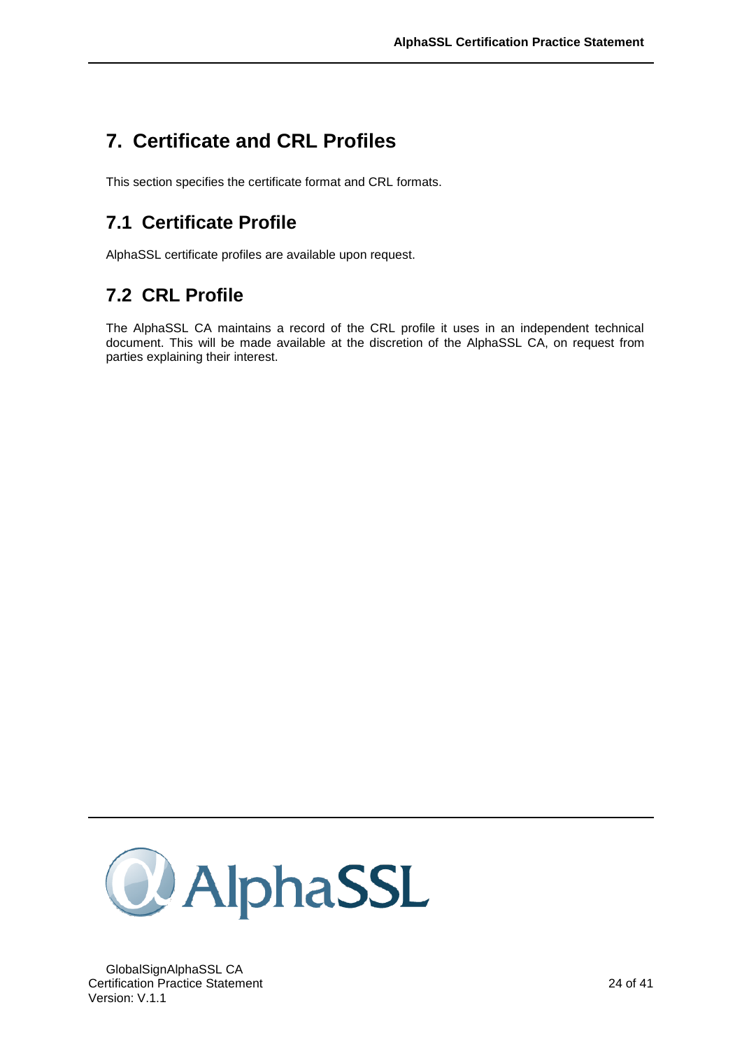# 7. Certificate and CRL Profiles

This section specifies the certificate format and CRL formats.

## 7.1 Certificate Profile

AlphaSSL certificate profiles are available upon request.

## 7.2 CRL Profile

The AlphaSSL CA maintains a record of the CRL profile it uses in an independent technical document. This will be made available at the discretion of the AlphaSSL CA, on request from parties explaining their interest.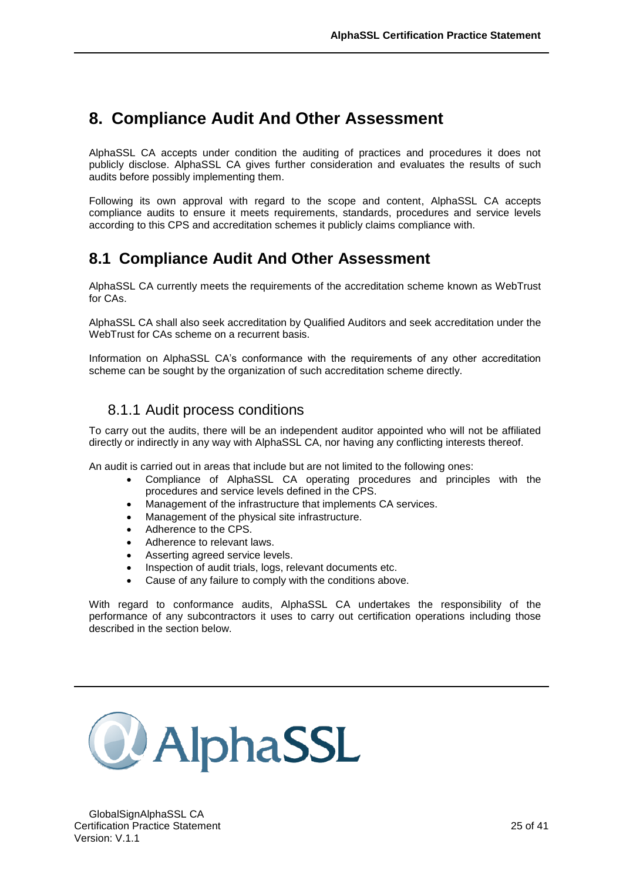# 8. Compliance Audit And Other Assessment

AlphaSSL CA accepts under condition the auditing of practices and procedures it does not publicly disclose. AlphaSSL CA gives further consideration and evaluates the results of such audits before possibly implementing them.

Following its own approval with regard to the scope and content, AlphaSSL CA accepts compliance audits to ensure it meets requirements, standards, procedures and service levels according to this CPS and accreditation schemes it publicly claims compliance with.

## 8.1 Compliance Audit And Other Assessment

AlphaSSL CA currently meets the requirements of the accreditation scheme known as WebTrust for CAs.

AlphaSSL CA shall also seek accreditation by Qualified Auditors and seek accreditation under the WebTrust for CAs scheme on a recurrent basis.

Information on AlphaSSL CA's conformance with the requirements of any other accreditation scheme can be sought by the organization of such accreditation scheme directly.

### 8.1.1 Audit process conditions

To carry out the audits, there will be an independent auditor appointed who will not be affiliated directly or indirectly in any way with AlphaSSL CA, nor having any conflicting interests thereof.

An audit is carried out in areas that include but are not limited to the following ones:

- Compliance of AlphaSSL CA operating procedures and principles with the procedures and service levels defined in the CPS.
- Management of the infrastructure that implements CA services.
- Management of the physical site infrastructure.
- Adherence to the CPS.
- Adherence to relevant laws.
- Asserting agreed service levels.
- Inspection of audit trials, logs, relevant documents etc.
- Cause of any failure to comply with the conditions above.

With regard to conformance audits, AlphaSSL CA undertakes the responsibility of the performance of any subcontractors it uses to carry out certification operations including those described in the section below.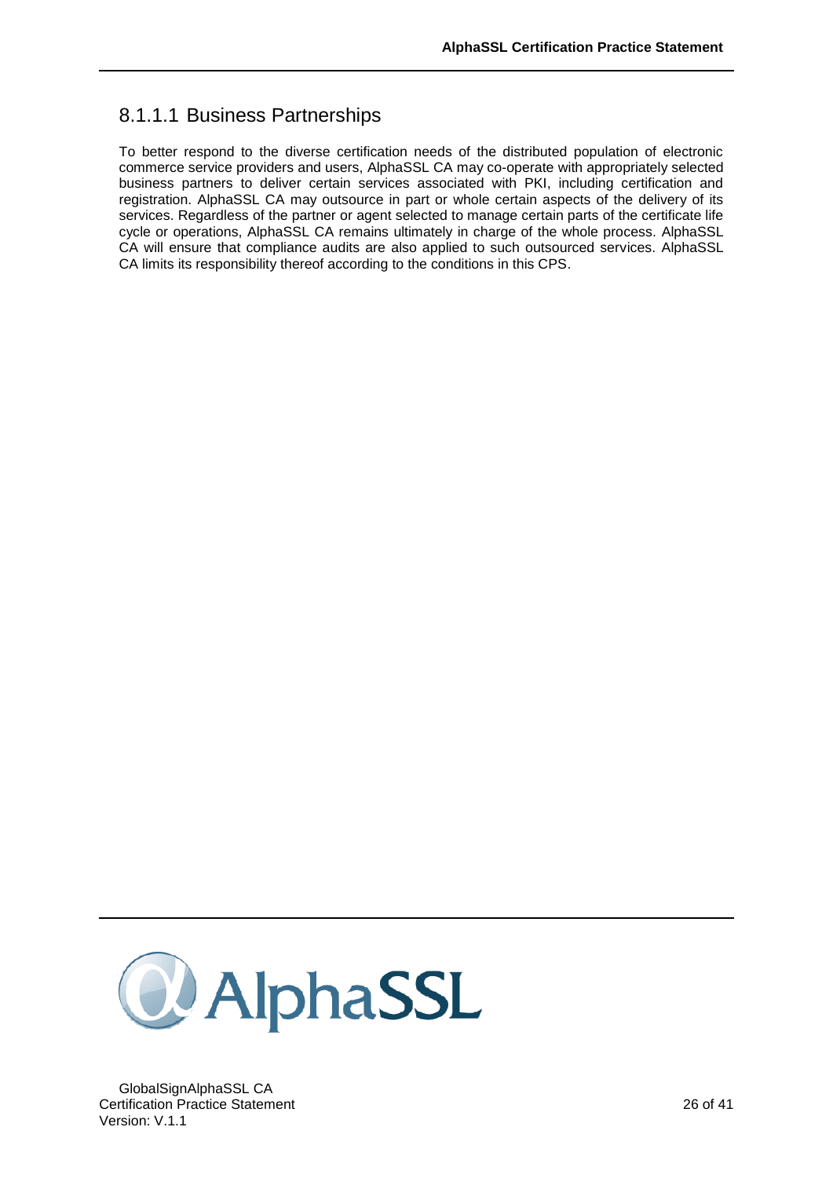#### 8.1.1.1 Business Partnerships

To better respond to the diverse certification needs of the distributed population of electronic commerce service providers and users, AlphaSSL CA may co-operate with appropriately selected business partners to deliver certain services associated with PKI, including certification and registration. AlphaSSL CA may outsource in part or whole certain aspects of the delivery of its services. Regardless of the partner or agent selected to manage certain parts of the certificate life cycle or operations, AlphaSSL CA remains ultimately in charge of the whole process. AlphaSSL CA will ensure that compliance audits are also applied to such outsourced services. AlphaSSL CA limits its responsibility thereof according to the conditions in this CPS.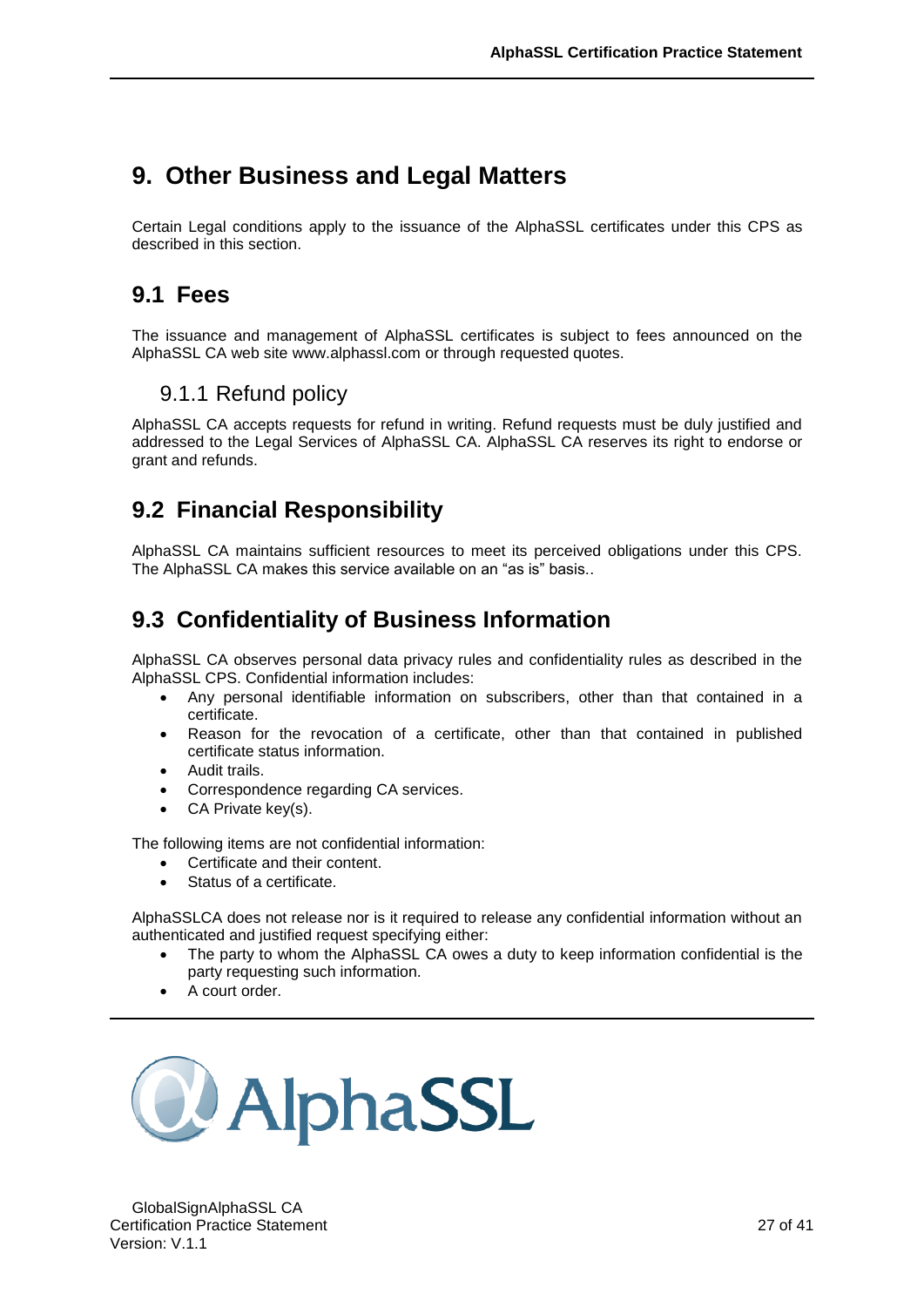# 9. Other Business and Legal Matters

Certain Legal conditions apply to the issuance of the AlphaSSL certificates under this CPS as described in this section.

## 9.1 Fees

The issuance and management of AlphaSSL certificates is subject to fees announced on the AlphaSSL CA web site www.alphassl.com or through requested quotes.

### 9.1.1 Refund policy

AlphaSSL CA accepts requests for refund in writing. Refund requests must be duly justified and addressed to the Legal Services of AlphaSSL CA. AlphaSSL CA reserves its right to endorse or grant and refunds.

## 9.2 Financial Responsibility

AlphaSSL CA maintains sufficient resources to meet its perceived obligations under this CPS. The AlphaSSL CA makes this service available on an "as is" basis..

## 9.3 Confidentiality of Business Information

AlphaSSL CA observes personal data privacy rules and confidentiality rules as described in the AlphaSSL CPS. Confidential information includes:

- Any personal identifiable information on subscribers, other than that contained in a certificate.
- Reason for the revocation of a certificate, other than that contained in published certificate status information.
- Audit trails.
- Correspondence regarding CA services.
- CA Private key(s).

The following items are not confidential information:

- Certificate and their content.
- Status of a certificate.

AlphaSSLCA does not release nor is it required to release any confidential information without an authenticated and justified request specifying either:

- The party to whom the AlphaSSL CA owes a duty to keep information confidential is the party requesting such information.
- A court order.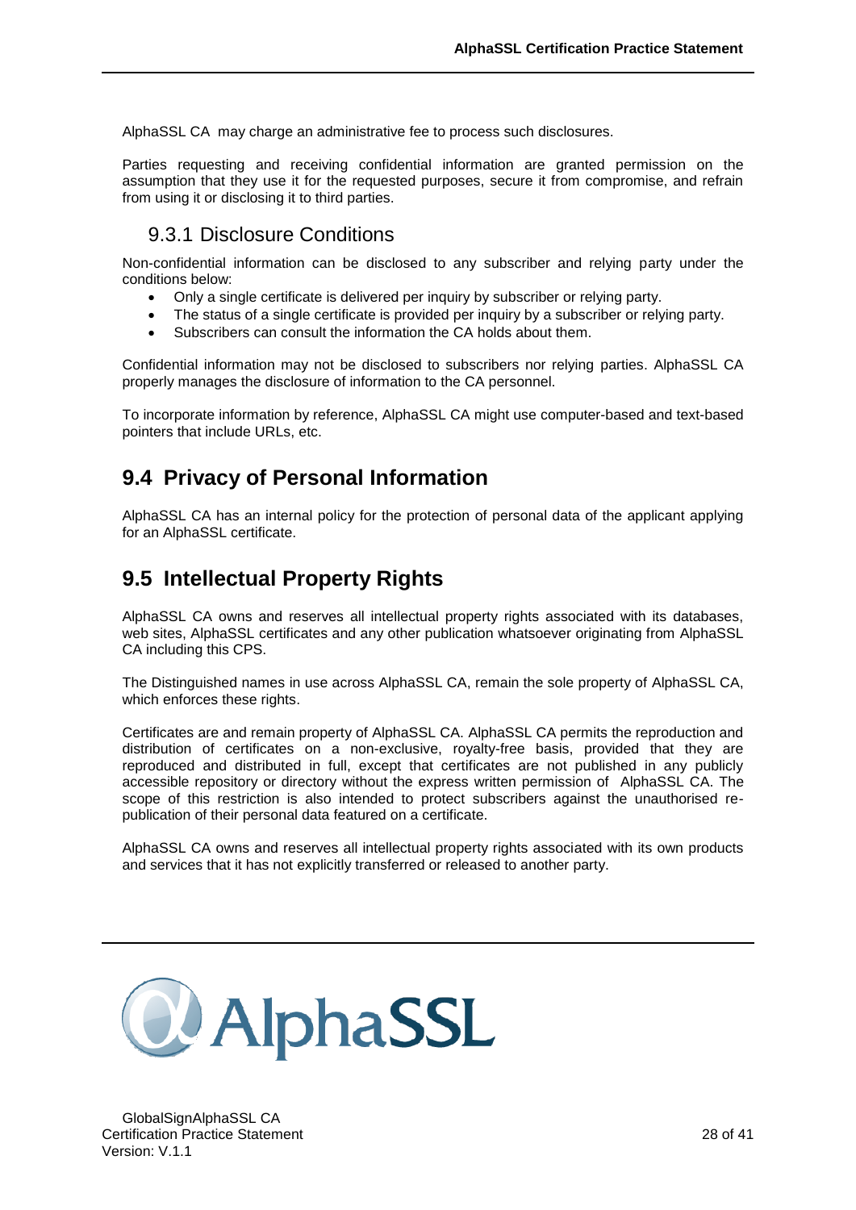AlphaSSL CA  may charge an administrative fee to process such disclosures.

Parties requesting and receiving confidential information are granted permission on the assumption that they use it for the requested purposes, secure it from compromise, and refrain from using it or disclosing it to third parties.

### 9.3.1 Disclosure Conditions

Non-confidential information can be disclosed to any subscriber and relying party under the conditions below:

- Only a single certificate is delivered per inquiry by subscriber or relying party.
- The status of a single certificate is provided per inquiry by a subscriber or relying party.
- Subscribers can consult the information the CA holds about them.

Confidential information may not be disclosed to subscribers nor relying parties. AlphaSSL CA properly manages the disclosure of information to the CA personnel.

To incorporate information by reference, AlphaSSL CA might use computer-based and text-based pointers that include URLs, etc.

## 9.4 Privacy of Personal Information

AlphaSSL CA has an internal policy for the protection of personal data of the applicant applying for an AlphaSSL certificate.

## 9.5 Intellectual Property Rights

AlphaSSL CA owns and reserves all intellectual property rights associated with its databases, web sites, AlphaSSL certificates and any other publication whatsoever originating from AlphaSSL CA including this CPS.

The Distinguished names in use across AlphaSSL CA, remain the sole property of AlphaSSL CA, which enforces these rights.

Certificates are and remain property of AlphaSSL CA. AlphaSSL CA permits the reproduction and distribution of certificates on a non-exclusive, royalty-free basis, provided that they are reproduced and distributed in full, except that certificates are not published in any publicly accessible repository or directory without the express written permission of  AlphaSSL CA. The scope of this restriction is also intended to protect subscribers against the unauthorised re-publication of their personal data featured on a certificate.

AlphaSSL CA owns and reserves all intellectual property rights associated with its own products and services that it has not explicitly transferred or released to another party.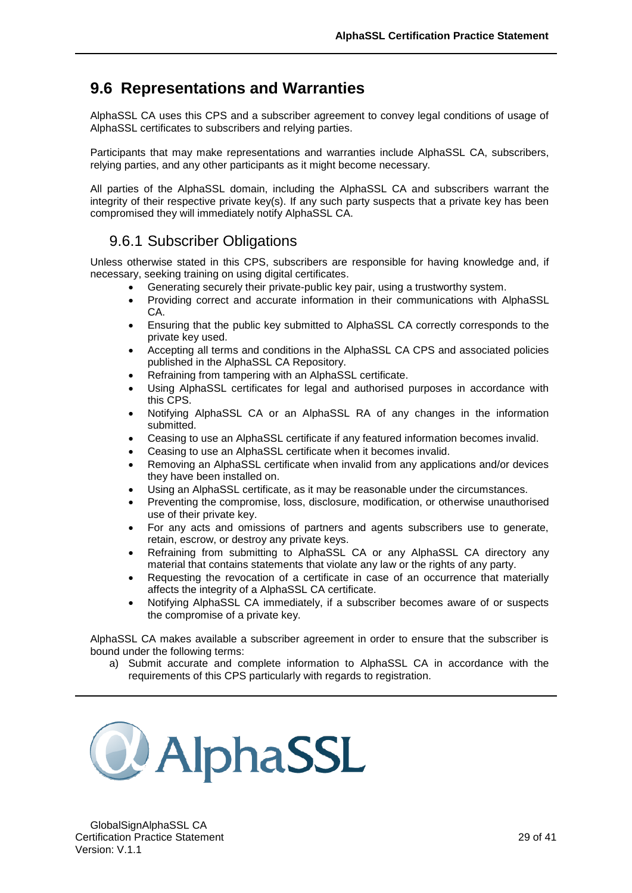## 9.6 Representations and Warranties

AlphaSSL CA uses this CPS and a subscriber agreement to convey legal conditions of usage of AlphaSSL certificates to subscribers and relying parties.

Participants that may make representations and warranties include AlphaSSL CA, subscribers, relying parties, and any other participants as it might become necessary.

All parties of the AlphaSSL domain, including the AlphaSSL CA and subscribers warrant the integrity of their respective private key(s). If any such party suspects that a private key has been compromised they will immediately notify AlphaSSL CA.

### 9.6.1 Subscriber Obligations

Unless otherwise stated in this CPS, subscribers are responsible for having knowledge and, if necessary, seeking training on using digital certificates.

- Generating securely their private-public key pair, using a trustworthy system.
- Providing correct and accurate information in their communications with AlphaSSL CA.
- Ensuring that the public key submitted to AlphaSSL CA correctly corresponds to the private key used.
- Accepting all terms and conditions in the AlphaSSL CA CPS and associated policies published in the AlphaSSL CA Repository.
- Refraining from tampering with an AlphaSSL certificate.
- Using AlphaSSL certificates for legal and authorised purposes in accordance with this CPS.
- Notifying AlphaSSL CA or an AlphaSSL RA of any changes in the information submitted.
- Ceasing to use an AlphaSSL certificate if any featured information becomes invalid.
- Ceasing to use an AlphaSSL certificate when it becomes invalid.
- Removing an AlphaSSL certificate when invalid from any applications and/or devices they have been installed on.
- Using an AlphaSSL certificate, as it may be reasonable under the circumstances.
- Preventing the compromise, loss, disclosure, modification, or otherwise unauthorised use of their private key.
- For any acts and omissions of partners and agents subscribers use to generate, retain, escrow, or destroy any private keys.
- Refraining from submitting to AlphaSSL CA or any AlphaSSL CA directory any material that contains statements that violate any law or the rights of any party.
- Requesting the revocation of a certificate in case of an occurrence that materially affects the integrity of a AlphaSSL CA certificate.
- Notifying AlphaSSL CA immediately, if a subscriber becomes aware of or suspects the compromise of a private key.

AlphaSSL CA makes available a subscriber agreement in order to ensure that the subscriber is bound under the following terms:

a) Submit accurate and complete information to AlphaSSL CA in accordance with the requirements of this CPS particularly with regards to registration.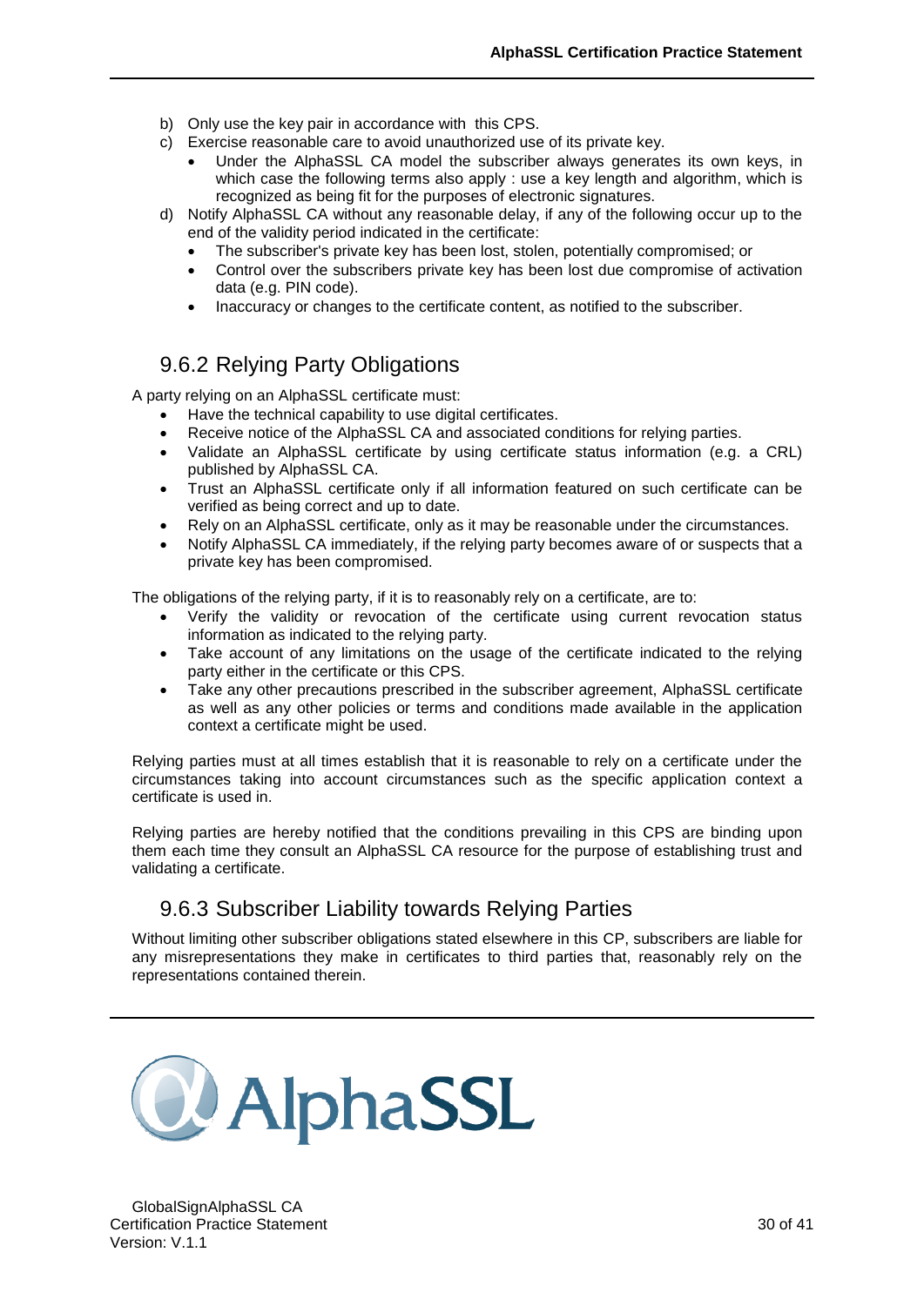b) Only use the key pair in accordance with this CPS.
c) Exercise reasonable care to avoid unauthorized use of its private key.
   - Under the AlphaSSL CA model the subscriber always generates its own keys, in which case the following terms also apply : use a key length and algorithm, which is recognized as being fit for the purposes of electronic signatures.
d) Notify AlphaSSL CA without any reasonable delay, if any of the following occur up to the end of the validity period indicated in the certificate:
   - The subscriber's private key has been lost, stolen, potentially compromised; or
   - Control over the subscribers private key has been lost due compromise of activation data (e.g. PIN code).
   - Inaccuracy or changes to the certificate content, as notified to the subscriber.

## 9.6.2 Relying Party Obligations

A party relying on an AlphaSSL certificate must:

- Have the technical capability to use digital certificates.
- Receive notice of the AlphaSSL CA and associated conditions for relying parties.
- Validate an AlphaSSL certificate by using certificate status information (e.g. a CRL) published by AlphaSSL CA.
- Trust an AlphaSSL certificate only if all information featured on such certificate can be verified as being correct and up to date.
- Rely on an AlphaSSL certificate, only as it may be reasonable under the circumstances.
- Notify AlphaSSL CA immediately, if the relying party becomes aware of or suspects that a private key has been compromised.

The obligations of the relying party, if it is to reasonably rely on a certificate, are to:

- Verify the validity or revocation of the certificate using current revocation status information as indicated to the relying party.
- Take account of any limitations on the usage of the certificate indicated to the relying party either in the certificate or this CPS.
- Take any other precautions prescribed in the subscriber agreement, AlphaSSL certificate as well as any other policies or terms and conditions made available in the application context a certificate might be used.

Relying parties must at all times establish that it is reasonable to rely on a certificate under the circumstances taking into account circumstances such as the specific application context a certificate is used in.

Relying parties are hereby notified that the conditions prevailing in this CPS are binding upon them each time they consult an AlphaSSL CA resource for the purpose of establishing trust and validating a certificate.

## 9.6.3 Subscriber Liability towards Relying Parties

Without limiting other subscriber obligations stated elsewhere in this CP, subscribers are liable for any misrepresentations they make in certificates to third parties that, reasonably rely on the representations contained therein.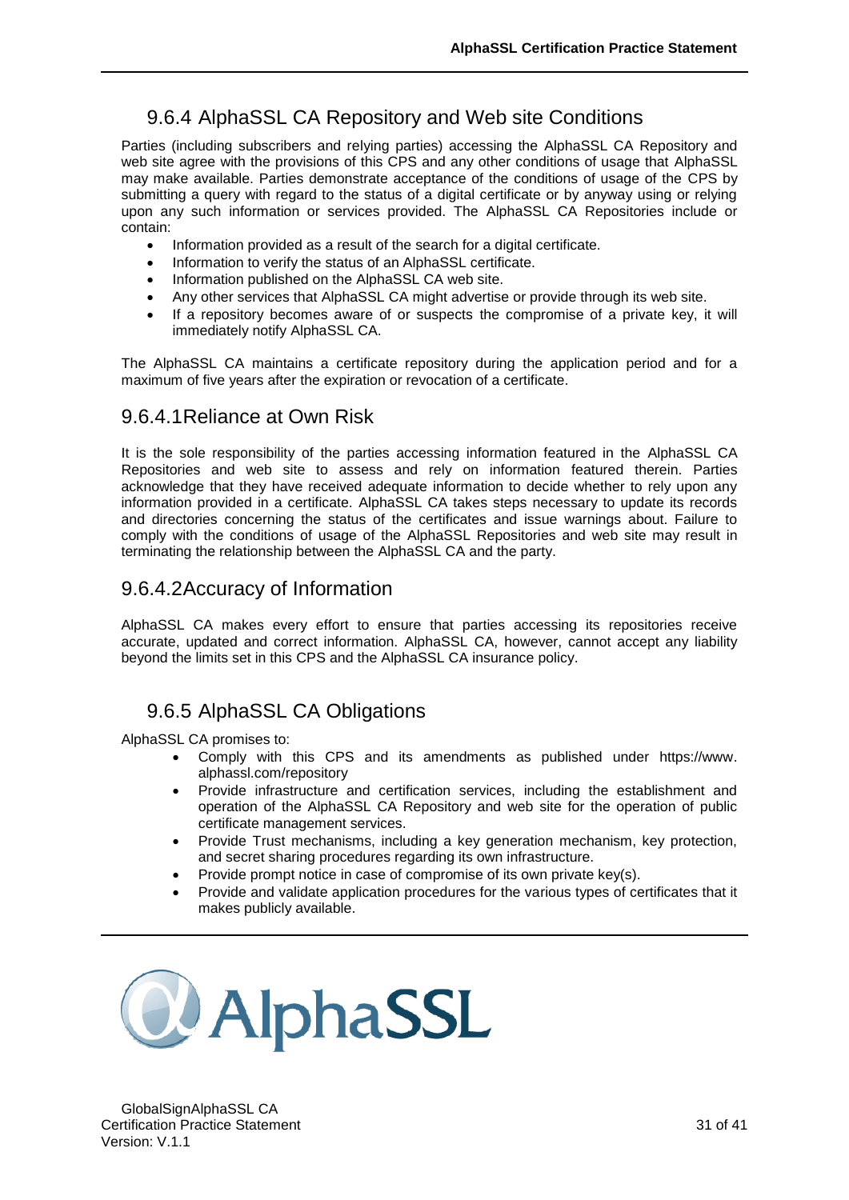## 9.6.4 AlphaSSL CA Repository and Web site Conditions

Parties (including subscribers and relying parties) accessing the AlphaSSL CA Repository and web site agree with the provisions of this CPS and any other conditions of usage that AlphaSSL may make available. Parties demonstrate acceptance of the conditions of usage of the CPS by submitting a query with regard to the status of a digital certificate or by anyway using or relying upon any such information or services provided. The AlphaSSL CA Repositories include or contain:

- Information provided as a result of the search for a digital certificate.
- Information to verify the status of an AlphaSSL certificate.
- Information published on the AlphaSSL CA web site.
- Any other services that AlphaSSL CA might advertise or provide through its web site.
- If a repository becomes aware of or suspects the compromise of a private key, it will immediately notify AlphaSSL CA.

The AlphaSSL CA maintains a certificate repository during the application period and for a maximum of five years after the expiration or revocation of a certificate.

### 9.6.4.1Reliance at Own Risk

It is the sole responsibility of the parties accessing information featured in the AlphaSSL CA Repositories and web site to assess and rely on information featured therein. Parties acknowledge that they have received adequate information to decide whether to rely upon any information provided in a certificate. AlphaSSL CA takes steps necessary to update its records and directories concerning the status of the certificates and issue warnings about. Failure to comply with the conditions of usage of the AlphaSSL Repositories and web site may result in terminating the relationship between the AlphaSSL CA and the party.

### 9.6.4.2Accuracy of Information

AlphaSSL CA makes every effort to ensure that parties accessing its repositories receive accurate, updated and correct information. AlphaSSL CA, however, cannot accept any liability beyond the limits set in this CPS and the AlphaSSL CA insurance policy.

## 9.6.5 AlphaSSL CA Obligations

AlphaSSL CA promises to:

- Comply with this CPS and its amendments as published under https://www. alphassl.com/repository
- Provide infrastructure and certification services, including the establishment and operation of the AlphaSSL CA Repository and web site for the operation of public certificate management services.
- Provide Trust mechanisms, including a key generation mechanism, key protection, and secret sharing procedures regarding its own infrastructure.
- Provide prompt notice in case of compromise of its own private key(s).
- Provide and validate application procedures for the various types of certificates that it makes publicly available.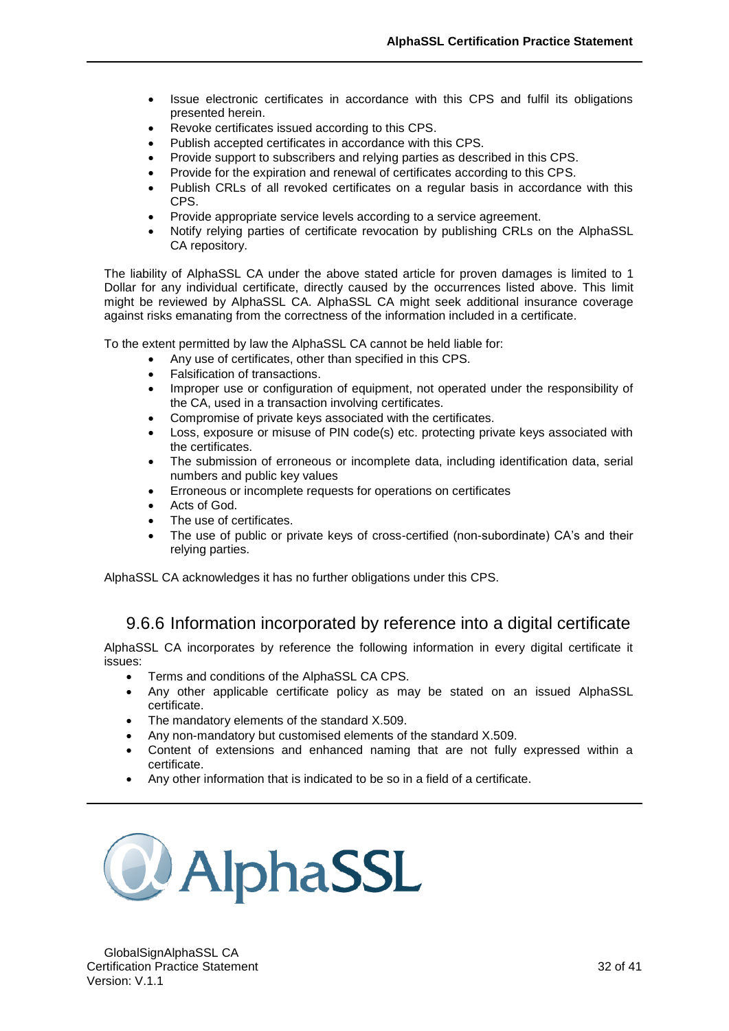- Issue electronic certificates in accordance with this CPS and fulfil its obligations presented herein.
- Revoke certificates issued according to this CPS.
- Publish accepted certificates in accordance with this CPS.
- Provide support to subscribers and relying parties as described in this CPS.
- Provide for the expiration and renewal of certificates according to this CPS.
- Publish CRLs of all revoked certificates on a regular basis in accordance with this CPS.
- Provide appropriate service levels according to a service agreement.
- Notify relying parties of certificate revocation by publishing CRLs on the AlphaSSL CA repository.

The liability of AlphaSSL CA under the above stated article for proven damages is limited to 1 Dollar for any individual certificate, directly caused by the occurrences listed above. This limit might be reviewed by AlphaSSL CA. AlphaSSL CA might seek additional insurance coverage against risks emanating from the correctness of the information included in a certificate.

To the extent permitted by law the AlphaSSL CA cannot be held liable for:

- Any use of certificates, other than specified in this CPS.
- Falsification of transactions.
- Improper use or configuration of equipment, not operated under the responsibility of the CA, used in a transaction involving certificates.
- Compromise of private keys associated with the certificates.
- Loss, exposure or misuse of PIN code(s) etc. protecting private keys associated with the certificates.
- The submission of erroneous or incomplete data, including identification data, serial numbers and public key values
- Erroneous or incomplete requests for operations on certificates
- Acts of God.
- The use of certificates.
- The use of public or private keys of cross-certified (non-subordinate) CA's and their relying parties.

AlphaSSL CA acknowledges it has no further obligations under this CPS.

### 9.6.6 Information incorporated by reference into a digital certificate

AlphaSSL CA incorporates by reference the following information in every digital certificate it issues:

- Terms and conditions of the AlphaSSL CA CPS.
- Any other applicable certificate policy as may be stated on an issued AlphaSSL certificate.
- The mandatory elements of the standard X.509.
- Any non-mandatory but customised elements of the standard X.509.
- Content of extensions and enhanced naming that are not fully expressed within a certificate.
- Any other information that is indicated to be so in a field of a certificate.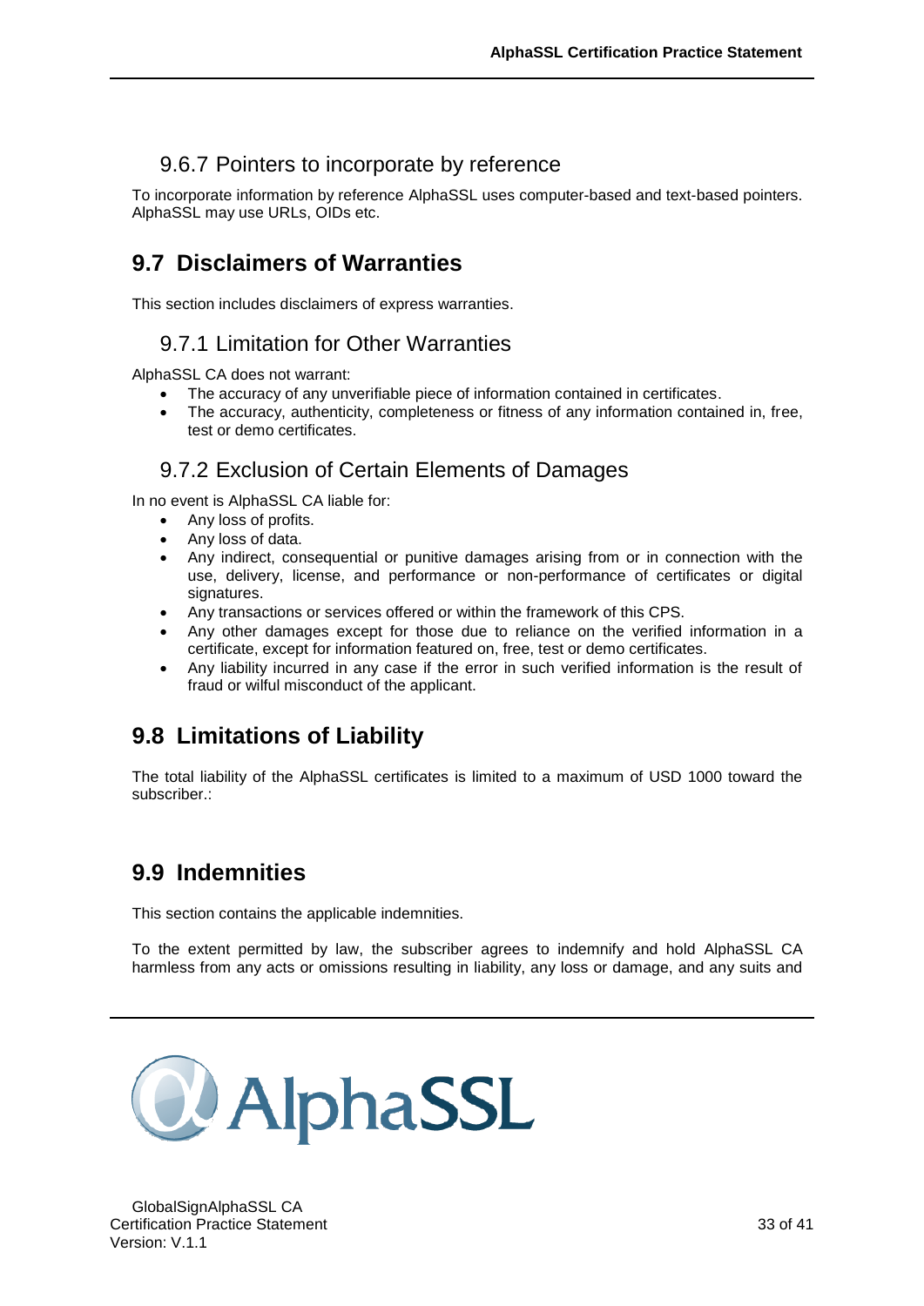### 9.6.7 Pointers to incorporate by reference

To incorporate information by reference AlphaSSL uses computer-based and text-based pointers. AlphaSSL may use URLs, OIDs etc.

## 9.7 Disclaimers of Warranties

This section includes disclaimers of express warranties.

### 9.7.1 Limitation for Other Warranties

AlphaSSL CA does not warrant:

- The accuracy of any unverifiable piece of information contained in certificates.
- The accuracy, authenticity, completeness or fitness of any information contained in, free, test or demo certificates.

### 9.7.2 Exclusion of Certain Elements of Damages

In no event is AlphaSSL CA liable for:

- Any loss of profits.
- Any loss of data.
- Any indirect, consequential or punitive damages arising from or in connection with the use, delivery, license, and performance or non-performance of certificates or digital signatures.
- Any transactions or services offered or within the framework of this CPS.
- Any other damages except for those due to reliance on the verified information in a certificate, except for information featured on, free, test or demo certificates.
- Any liability incurred in any case if the error in such verified information is the result of fraud or wilful misconduct of the applicant.

## 9.8 Limitations of Liability

The total liability of the AlphaSSL certificates is limited to a maximum of USD 1000 toward the subscriber.:

## 9.9 Indemnities

This section contains the applicable indemnities.

To the extent permitted by law, the subscriber agrees to indemnify and hold AlphaSSL CA harmless from any acts or omissions resulting in liability, any loss or damage, and any suits and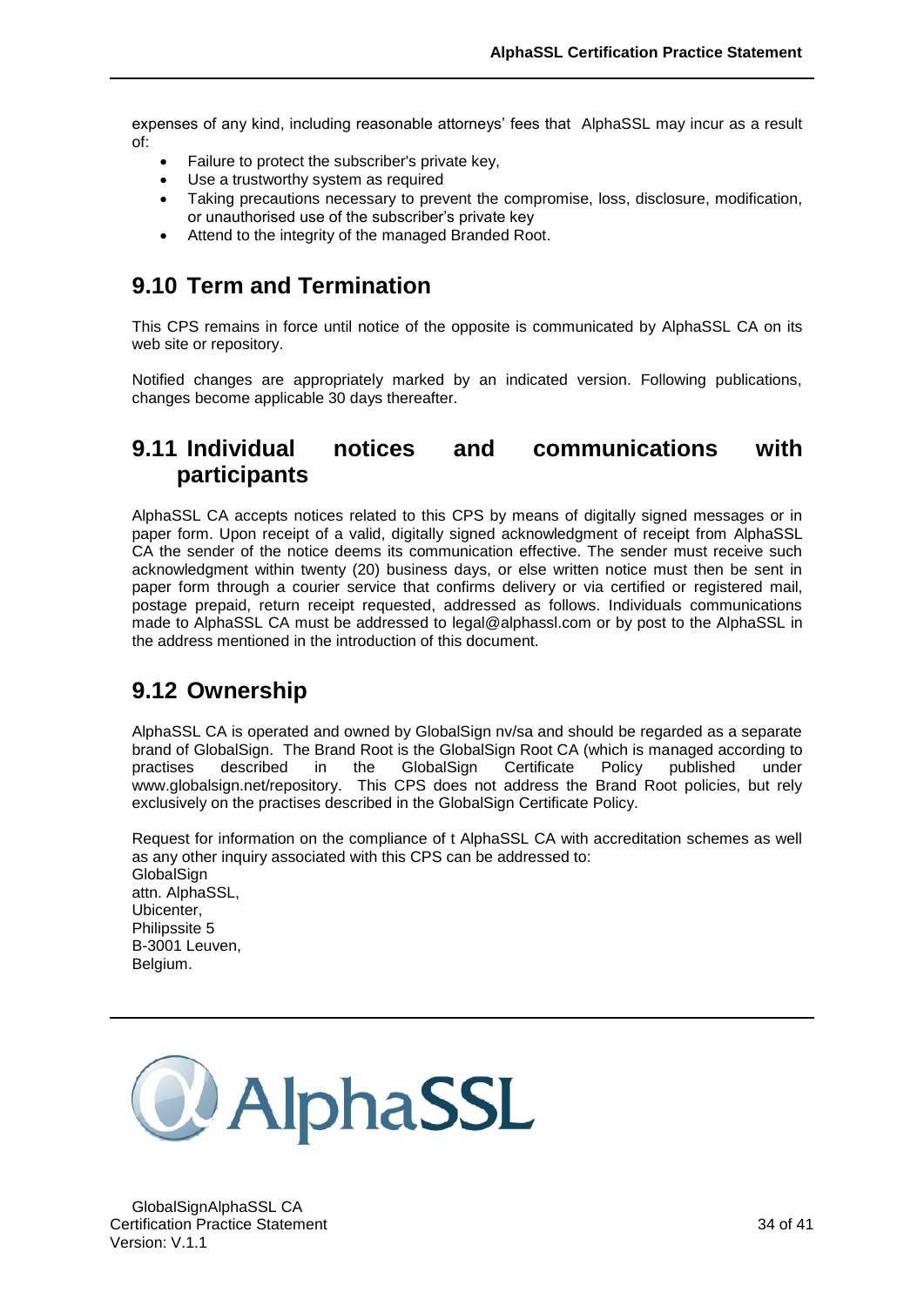expenses of any kind, including reasonable attorneys' fees that AlphaSSL may incur as a result of:

- Failure to protect the subscriber's private key,
- Use a trustworthy system as required
- Taking precautions necessary to prevent the compromise, loss, disclosure, modification, or unauthorised use of the subscriber's private key
- Attend to the integrity of the managed Branded Root.

## 9.10 Term and Termination

This CPS remains in force until notice of the opposite is communicated by AlphaSSL CA on its web site or repository.

Notified changes are appropriately marked by an indicated version. Following publications, changes become applicable 30 days thereafter.

## 9.11 Individual notices and communications with participants

AlphaSSL CA accepts notices related to this CPS by means of digitally signed messages or in paper form. Upon receipt of a valid, digitally signed acknowledgment of receipt from AlphaSSL CA the sender of the notice deems its communication effective. The sender must receive such acknowledgment within twenty (20) business days, or else written notice must then be sent in paper form through a courier service that confirms delivery or via certified or registered mail, postage prepaid, return receipt requested, addressed as follows. Individuals communications made to AlphaSSL CA must be addressed to legal@alphassl.com or by post to the AlphaSSL in the address mentioned in the introduction of this document.

## 9.12 Ownership

AlphaSSL CA is operated and owned by GlobalSign nv/sa and should be regarded as a separate brand of GlobalSign. The Brand Root is the GlobalSign Root CA (which is managed according to practises described in the GlobalSign Certificate Policy published under www.globalsign.net/repository. This CPS does not address the Brand Root policies, but rely exclusively on the practises described in the GlobalSign Certificate Policy.

Request for information on the compliance of t AlphaSSL CA with accreditation schemes as well as any other inquiry associated with this CPS can be addressed to:
GlobalSign
attn. AlphaSSL,
Ubicenter,
Philipssite 5
B-3001 Leuven,
Belgium.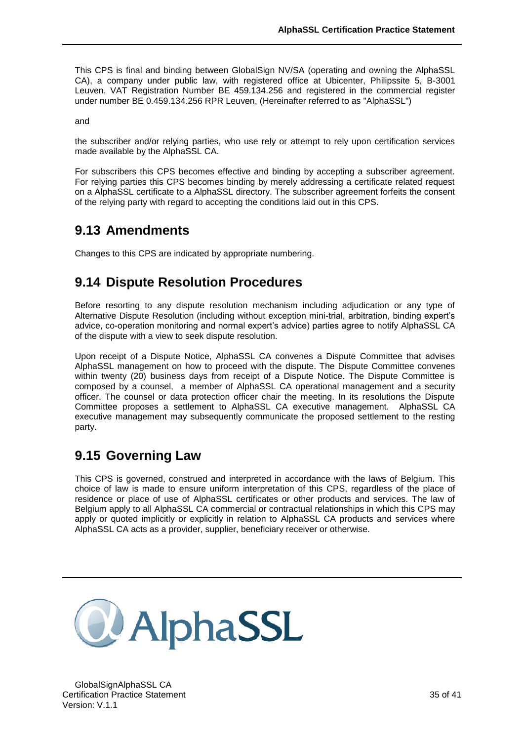This CPS is final and binding between GlobalSign NV/SA (operating and owning the AlphaSSL CA), a company under public law, with registered office at Ubicenter, Philipssite 5, B-3001 Leuven, VAT Registration Number BE 459.134.256 and registered in the commercial register under number BE 0.459.134.256 RPR Leuven, (Hereinafter referred to as "AlphaSSL")

and

the subscriber and/or relying parties, who use rely or attempt to rely upon certification services made available by the AlphaSSL CA.

For subscribers this CPS becomes effective and binding by accepting a subscriber agreement. For relying parties this CPS becomes binding by merely addressing a certificate related request on a AlphaSSL certificate to a AlphaSSL directory. The subscriber agreement forfeits the consent of the relying party with regard to accepting the conditions laid out in this CPS.

## 9.13 Amendments

Changes to this CPS are indicated by appropriate numbering.

## 9.14 Dispute Resolution Procedures

Before resorting to any dispute resolution mechanism including adjudication or any type of Alternative Dispute Resolution (including without exception mini-trial, arbitration, binding expert's advice, co-operation monitoring and normal expert's advice) parties agree to notify AlphaSSL CA of the dispute with a view to seek dispute resolution.

Upon receipt of a Dispute Notice, AlphaSSL CA convenes a Dispute Committee that advises AlphaSSL management on how to proceed with the dispute. The Dispute Committee convenes within twenty (20) business days from receipt of a Dispute Notice. The Dispute Committee is composed by a counsel, a member of AlphaSSL CA operational management and a security officer. The counsel or data protection officer chair the meeting. In its resolutions the Dispute Committee proposes a settlement to AlphaSSL CA executive management. AlphaSSL CA executive management may subsequently communicate the proposed settlement to the resting party.

## 9.15 Governing Law

This CPS is governed, construed and interpreted in accordance with the laws of Belgium. This choice of law is made to ensure uniform interpretation of this CPS, regardless of the place of residence or place of use of AlphaSSL certificates or other products and services. The law of Belgium apply to all AlphaSSL CA commercial or contractual relationships in which this CPS may apply or quoted implicitly or explicitly in relation to AlphaSSL CA products and services where AlphaSSL CA acts as a provider, supplier, beneficiary receiver or otherwise.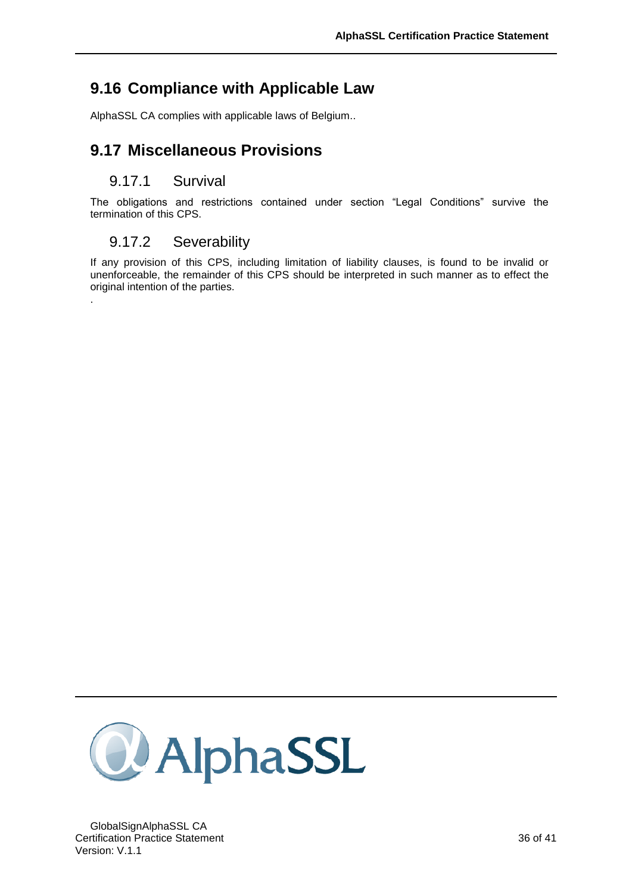## 9.16 Compliance with Applicable Law

AlphaSSL CA complies with applicable laws of Belgium..

## 9.17 Miscellaneous Provisions

### 9.17.1 Survival

The obligations and restrictions contained under section "Legal Conditions" survive the termination of this CPS.

### 9.17.2 Severability

If any provision of this CPS, including limitation of liability clauses, is found to be invalid or unenforceable, the remainder of this CPS should be interpreted in such manner as to effect the original intention of the parties.

.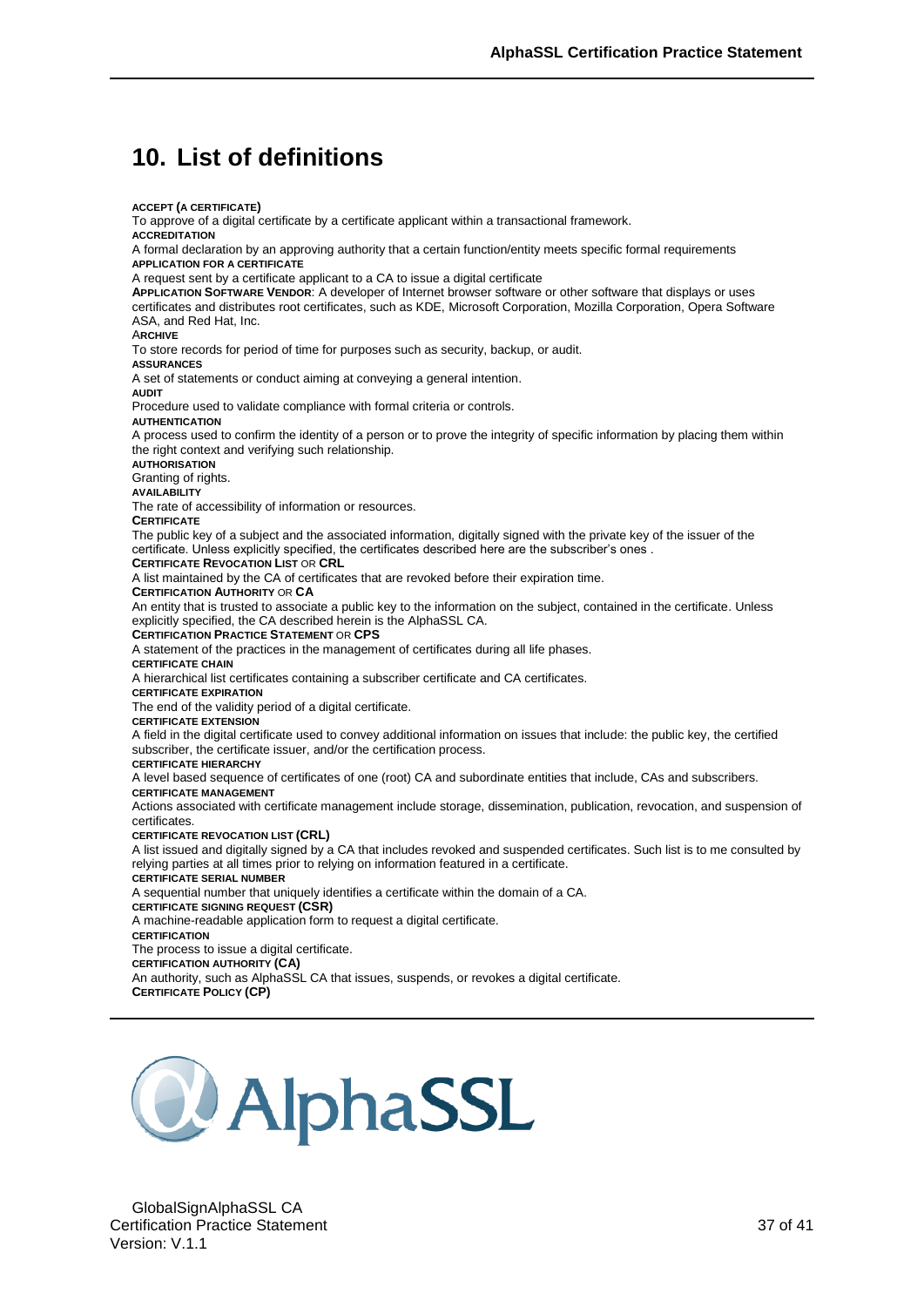# 10. List of definitions

**ACCEPT (A CERTIFICATE)**
To approve of a digital certificate by a certificate applicant within a transactional framework.

**ACCREDITATION**
A formal declaration by an approving authority that a certain function/entity meets specific formal requirements

**APPLICATION FOR A CERTIFICATE**
A request sent by a certificate applicant to a CA to issue a digital certificate

**APPLICATION SOFTWARE VENDOR**: A developer of Internet browser software or other software that displays or uses certificates and distributes root certificates, such as KDE, Microsoft Corporation, Mozilla Corporation, Opera Software ASA, and Red Hat, Inc.

**ARCHIVE**
To store records for period of time for purposes such as security, backup, or audit.

**ASSURANCES**
A set of statements or conduct aiming at conveying a general intention.

**AUDIT**
Procedure used to validate compliance with formal criteria or controls.

**AUTHENTICATION**
A process used to confirm the identity of a person or to prove the integrity of specific information by placing them within the right context and verifying such relationship.

**AUTHORISATION**
Granting of rights.

**AVAILABILITY**
The rate of accessibility of information or resources.

**CERTIFICATE**
The public key of a subject and the associated information, digitally signed with the private key of the issuer of the certificate. Unless explicitly specified, the certificates described here are the subscriber's ones .

**CERTIFICATE REVOCATION LIST OR CRL**
A list maintained by the CA of certificates that are revoked before their expiration time.

**CERTIFICATION AUTHORITY OR CA**
An entity that is trusted to associate a public key to the information on the subject, contained in the certificate. Unless explicitly specified, the CA described herein is the AlphaSSL CA.

**CERTIFICATION PRACTICE STATEMENT OR CPS**
A statement of the practices in the management of certificates during all life phases.

**CERTIFICATE CHAIN**
A hierarchical list certificates containing a subscriber certificate and CA certificates.

**CERTIFICATE EXPIRATION**
The end of the validity period of a digital certificate.

**CERTIFICATE EXTENSION**
A field in the digital certificate used to convey additional information on issues that include: the public key, the certified subscriber, the certificate issuer, and/or the certification process.

**CERTIFICATE HIERARCHY**
A level based sequence of certificates of one (root) CA and subordinate entities that include, CAs and subscribers.

**CERTIFICATE MANAGEMENT**
Actions associated with certificate management include storage, dissemination, publication, revocation, and suspension of certificates.

**CERTIFICATE REVOCATION LIST (CRL)**
A list issued and digitally signed by a CA that includes revoked and suspended certificates. Such list is to me consulted by relying parties at all times prior to relying on information featured in a certificate.

**CERTIFICATE SERIAL NUMBER**
A sequential number that uniquely identifies a certificate within the domain of a CA.

**CERTIFICATE SIGNING REQUEST (CSR)**
A machine-readable application form to request a digital certificate.

**CERTIFICATION**
The process to issue a digital certificate.

**CERTIFICATION AUTHORITY (CA)**
An authority, such as AlphaSSL CA that issues, suspends, or revokes a digital certificate.

**CERTIFICATE POLICY (CP)**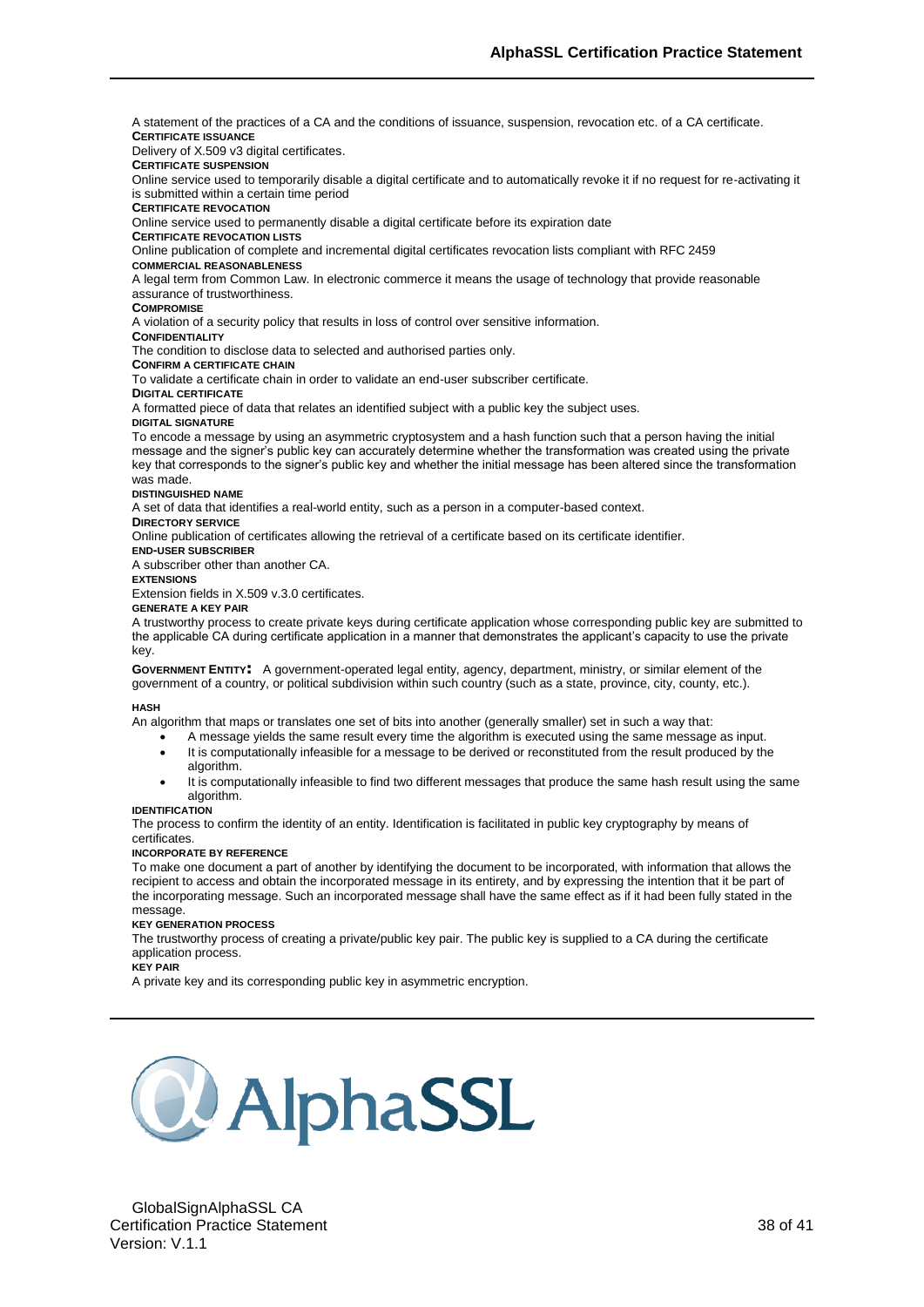A statement of the practices of a CA and the conditions of issuance, suspension, revocation etc. of a CA certificate.

**CERTIFICATE ISSUANCE**

Delivery of X.509 v3 digital certificates.

**CERTIFICATE SUSPENSION**

Online service used to temporarily disable a digital certificate and to automatically revoke it if no request for re-activating it is submitted within a certain time period

**CERTIFICATE REVOCATION**

Online service used to permanently disable a digital certificate before its expiration date

**CERTIFICATE REVOCATION LISTS**

Online publication of complete and incremental digital certificates revocation lists compliant with RFC 2459

**COMMERCIAL REASONABLENESS**

A legal term from Common Law. In electronic commerce it means the usage of technology that provide reasonable assurance of trustworthiness.

**COMPROMISE**

A violation of a security policy that results in loss of control over sensitive information.

**CONFIDENTIALITY**

The condition to disclose data to selected and authorised parties only.

**CONFIRM A CERTIFICATE CHAIN**

To validate a certificate chain in order to validate an end-user subscriber certificate.

**DIGITAL CERTIFICATE**

A formatted piece of data that relates an identified subject with a public key the subject uses.

**DIGITAL SIGNATURE**

To encode a message by using an asymmetric cryptosystem and a hash function such that a person having the initial message and the signer's public key can accurately determine whether the transformation was created using the private key that corresponds to the signer's public key and whether the initial message has been altered since the transformation was made.

**DISTINGUISHED NAME**

A set of data that identifies a real-world entity, such as a person in a computer-based context.

**DIRECTORY SERVICE**

Online publication of certificates allowing the retrieval of a certificate based on its certificate identifier.

**END-USER SUBSCRIBER**

A subscriber other than another CA.

**EXTENSIONS**

Extension fields in X.509 v.3.0 certificates.

**GENERATE A KEY PAIR**

A trustworthy process to create private keys during certificate application whose corresponding public key are submitted to the applicable CA during certificate application in a manner that demonstrates the applicant's capacity to use the private key.

**GOVERNMENT ENTITY:** A government-operated legal entity, agency, department, ministry, or similar element of the government of a country, or political subdivision within such country (such as a state, province, city, county, etc.).

**HASH**

An algorithm that maps or translates one set of bits into another (generally smaller) set in such a way that:

- A message yields the same result every time the algorithm is executed using the same message as input.
- It is computationally infeasible for a message to be derived or reconstituted from the result produced by the algorithm.
- It is computationally infeasible to find two different messages that produce the same hash result using the same algorithm.

**IDENTIFICATION**

The process to confirm the identity of an entity. Identification is facilitated in public key cryptography by means of certificates.

**INCORPORATE BY REFERENCE**

To make one document a part of another by identifying the document to be incorporated, with information that allows the recipient to access and obtain the incorporated message in its entirety, and by expressing the intention that it be part of the incorporating message. Such an incorporated message shall have the same effect as if it had been fully stated in the message.

**KEY GENERATION PROCESS**

The trustworthy process of creating a private/public key pair. The public key is supplied to a CA during the certificate application process.

**KEY PAIR**

A private key and its corresponding public key in asymmetric encryption.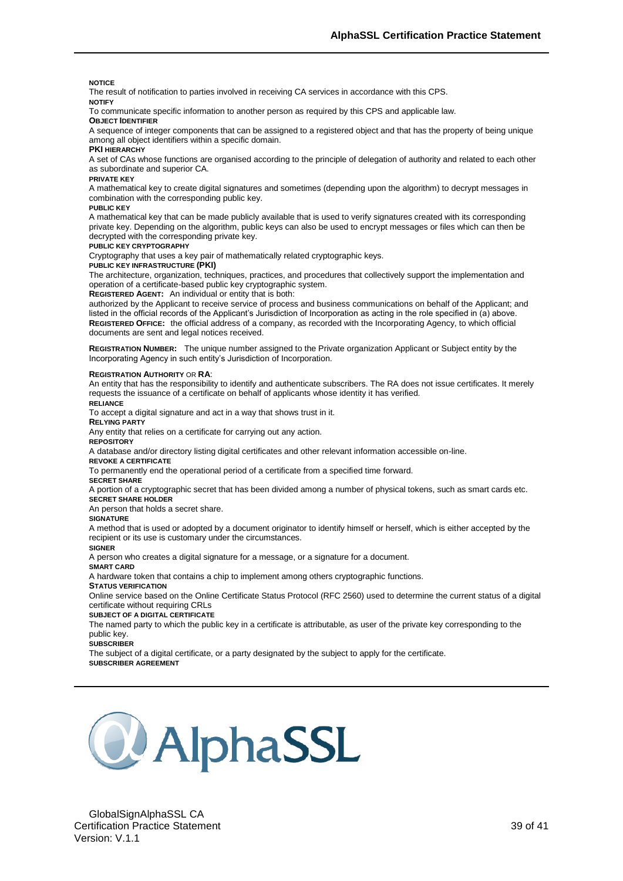**NOTICE**

The result of notification to parties involved in receiving CA services in accordance with this CPS.

**NOTIFY**

To communicate specific information to another person as required by this CPS and applicable law.

**OBJECT IDENTIFIER**

A sequence of integer components that can be assigned to a registered object and that has the property of being unique among all object identifiers within a specific domain.

**PKI HIERARCHY**

A set of CAs whose functions are organised according to the principle of delegation of authority and related to each other as subordinate and superior CA.

**PRIVATE KEY**

A mathematical key to create digital signatures and sometimes (depending upon the algorithm) to decrypt messages in combination with the corresponding public key.

**PUBLIC KEY**

A mathematical key that can be made publicly available that is used to verify signatures created with its corresponding private key. Depending on the algorithm, public keys can also be used to encrypt messages or files which can then be decrypted with the corresponding private key.

**PUBLIC KEY CRYPTOGRAPHY**

Cryptography that uses a key pair of mathematically related cryptographic keys.

**PUBLIC KEY INFRASTRUCTURE (PKI)**

The architecture, organization, techniques, practices, and procedures that collectively support the implementation and operation of a certificate-based public key cryptographic system.

**REGISTERED AGENT:** An individual or entity that is both:

authorized by the Applicant to receive service of process and business communications on behalf of the Applicant; and listed in the official records of the Applicant's Jurisdiction of Incorporation as acting in the role specified in (a) above.

**REGISTERED OFFICE:** the official address of a company, as recorded with the Incorporating Agency, to which official documents are sent and legal notices received.

**REGISTRATION NUMBER:** The unique number assigned to the Private organization Applicant or Subject entity by the Incorporating Agency in such entity's Jurisdiction of Incorporation.

**REGISTRATION AUTHORITY** OR **RA**:

An entity that has the responsibility to identify and authenticate subscribers. The RA does not issue certificates. It merely requests the issuance of a certificate on behalf of applicants whose identity it has verified.

**RELIANCE**

To accept a digital signature and act in a way that shows trust in it.

**RELYING PARTY**

Any entity that relies on a certificate for carrying out any action.

**REPOSITORY**

A database and/or directory listing digital certificates and other relevant information accessible on-line.

**REVOKE A CERTIFICATE**

To permanently end the operational period of a certificate from a specified time forward.

**SECRET SHARE**

A portion of a cryptographic secret that has been divided among a number of physical tokens, such as smart cards etc.

**SECRET SHARE HOLDER**

An person that holds a secret share.

**SIGNATURE**

A method that is used or adopted by a document originator to identify himself or herself, which is either accepted by the recipient or its use is customary under the circumstances.

**SIGNER**

A person who creates a digital signature for a message, or a signature for a document.

**SMART CARD**

A hardware token that contains a chip to implement among others cryptographic functions.

**STATUS VERIFICATION**

Online service based on the Online Certificate Status Protocol (RFC 2560) used to determine the current status of a digital certificate without requiring CRLs

**SUBJECT OF A DIGITAL CERTIFICATE**

The named party to which the public key in a certificate is attributable, as user of the private key corresponding to the public key.

**SUBSCRIBER**

The subject of a digital certificate, or a party designated by the subject to apply for the certificate.

**SUBSCRIBER AGREEMENT**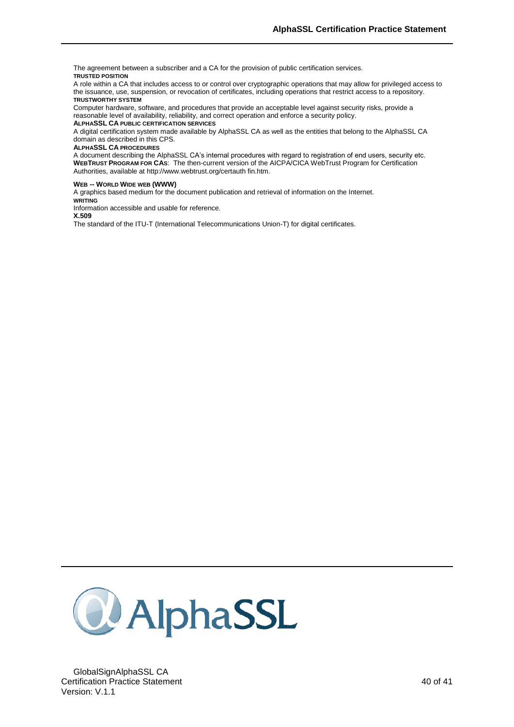The agreement between a subscriber and a CA for the provision of public certification services.

**TRUSTED POSITION**

A role within a CA that includes access to or control over cryptographic operations that may allow for privileged access to the issuance, use, suspension, or revocation of certificates, including operations that restrict access to a repository.

**TRUSTWORTHY SYSTEM**

Computer hardware, software, and procedures that provide an acceptable level against security risks, provide a reasonable level of availability, reliability, and correct operation and enforce a security policy.

**ALPHASSL CA PUBLIC CERTIFICATION SERVICES**

A digital certification system made available by AlphaSSL CA as well as the entities that belong to the AlphaSSL CA domain as described in this CPS.

**ALPHASSL CA PROCEDURES**

A document describing the AlphaSSL CA's internal procedures with regard to registration of end users, security etc.

**WEBTRUST PROGRAM FOR CAS**: The then-current version of the AICPA/CICA WebTrust Program for Certification Authorities, available at http://www.webtrust.org/certauth fin.htm.

**WEB -- WORLD WIDE WEB (WWW)**

A graphics based medium for the document publication and retrieval of information on the Internet.

**WRITING**

Information accessible and usable for reference.

**X.509**

The standard of the ITU-T (International Telecommunications Union-T) for digital certificates.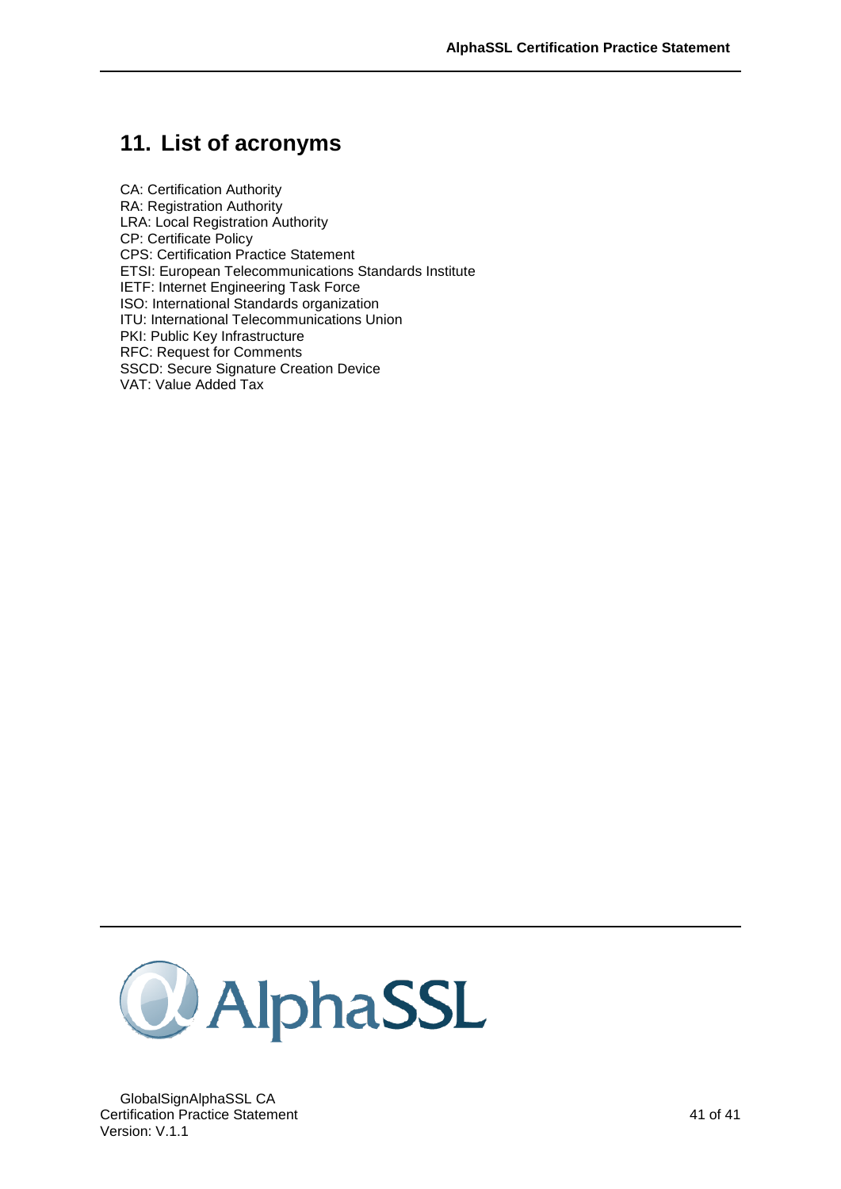# 11. List of acronyms

CA: Certification Authority
RA: Registration Authority
LRA: Local Registration Authority
CP: Certificate Policy
CPS: Certification Practice Statement
ETSI: European Telecommunications Standards Institute
IETF: Internet Engineering Task Force
ISO: International Standards organization
ITU: International Telecommunications Union
PKI: Public Key Infrastructure
RFC: Request for Comments
SSCD: Secure Signature Creation Device
VAT: Value Added Tax